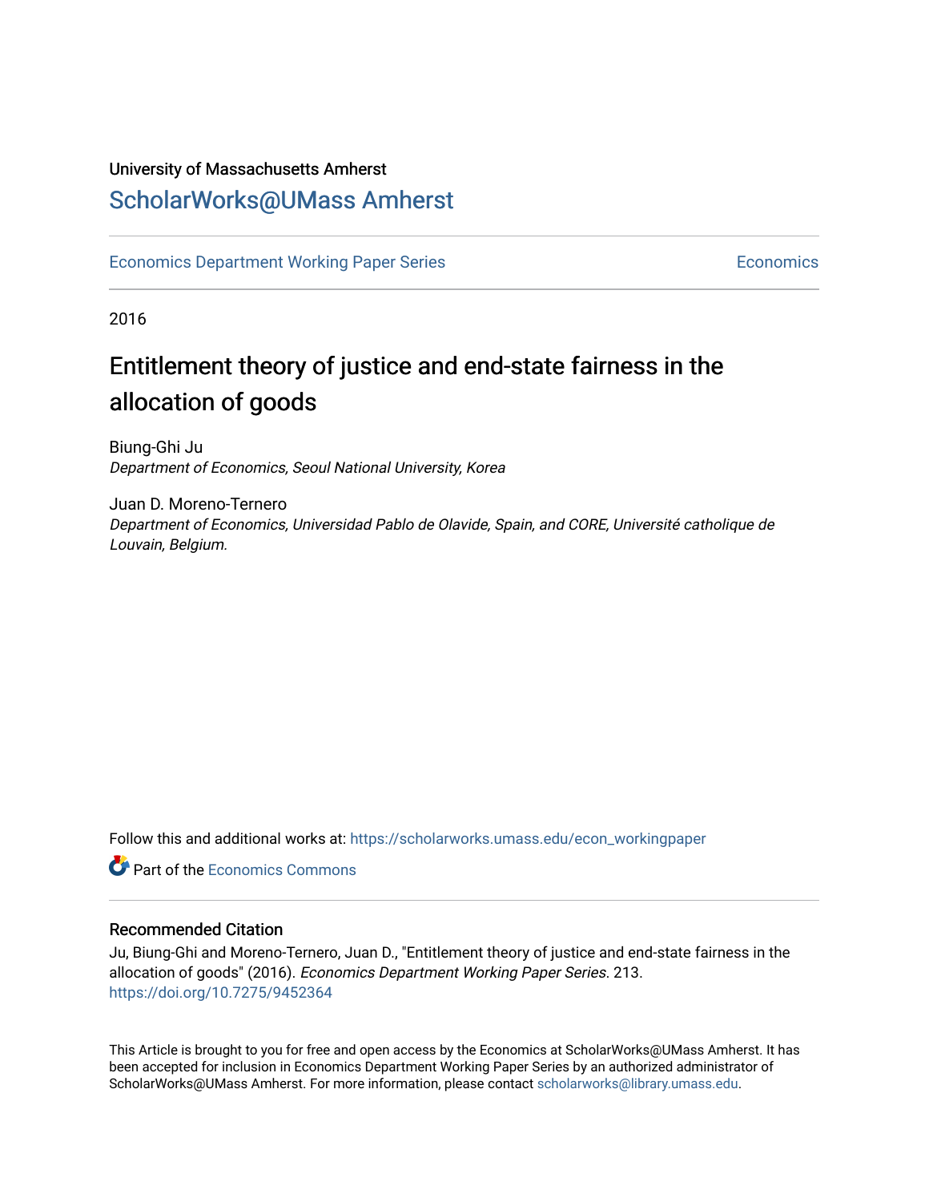University of Massachusetts Amherst

# ScholarWorks@UMass Amherst

Economics Department Working Paper Series | Economics

2016

## Entitlement theory of justice and end-state fairness in the allocation of goods

Biung-Ghi Ju
*Department of Economics, Seoul National University, Korea*

Juan D. Moreno-Ternero
*Department of Economics, Universidad Pablo de Olavide, Spain, and CORE, Université catholique de Louvain, Belgium.*

Follow this and additional works at: https://scholarworks.umass.edu/econ_workingpaper

Part of the Economics Commons

### Recommended Citation

Ju, Biung-Ghi and Moreno-Ternero, Juan D., "Entitlement theory of justice and end-state fairness in the allocation of goods" (2016). *Economics Department Working Paper Series*. 213.
https://doi.org/10.7275/9452364

This Article is brought to you for free and open access by the Economics at ScholarWorks@UMass Amherst. It has been accepted for inclusion in Economics Department Working Paper Series by an authorized administrator of ScholarWorks@UMass Amherst. For more information, please contact scholarworks@library.umass.edu.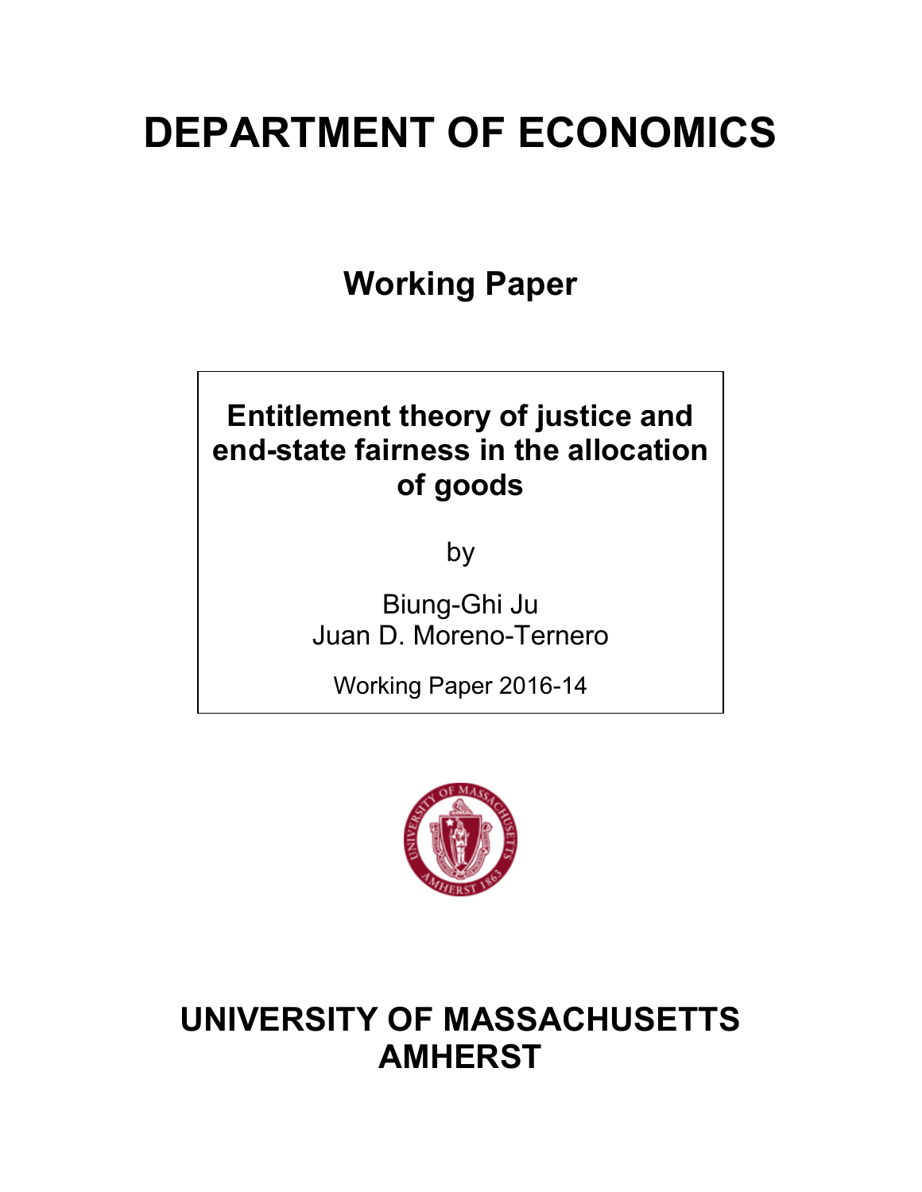# DEPARTMENT OF ECONOMICS

## Working Paper

**Entitlement theory of justice and end-state fairness in the allocation of goods**

by

Biung-Ghi Ju
Juan D. Moreno-Ternero

Working Paper 2016-14

# UNIVERSITY OF MASSACHUSETTS AMHERST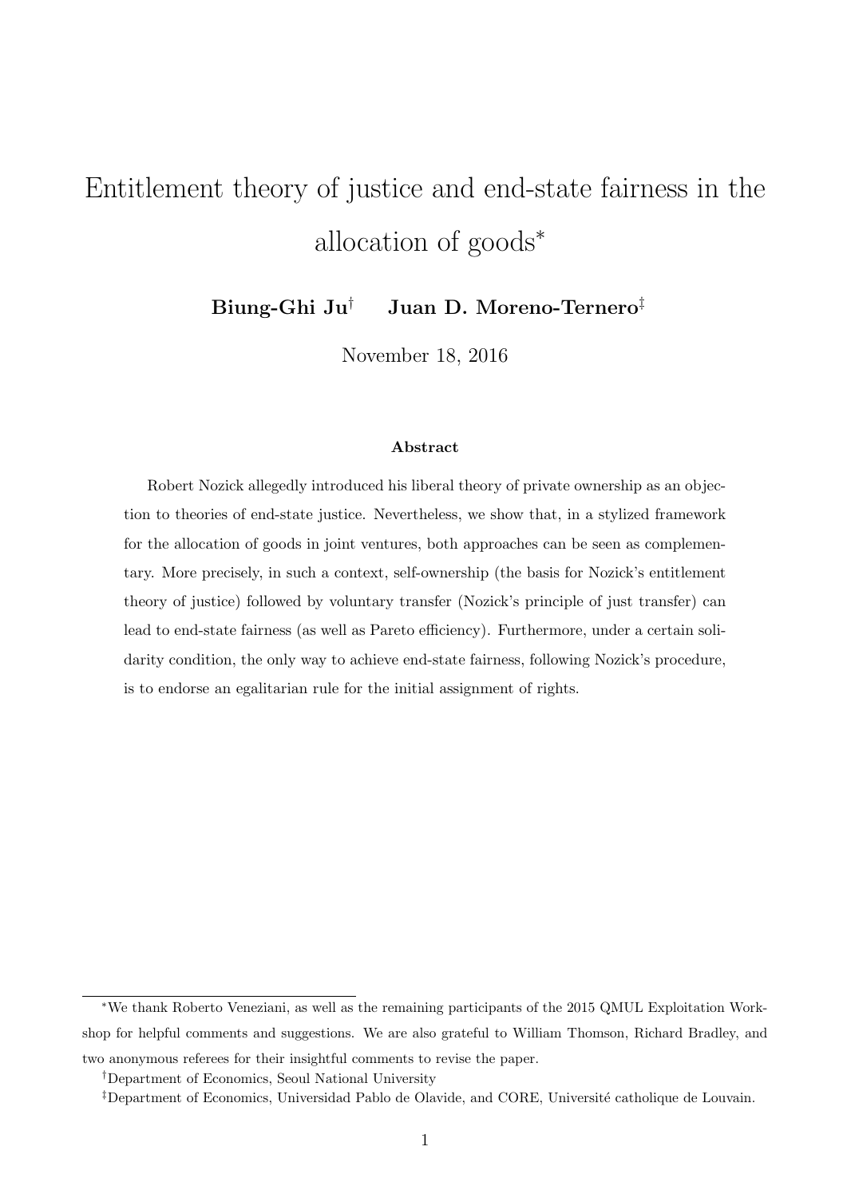# Entitlement theory of justice and end-state fairness in the allocation of goods*

**Biung-Ghi Ju**[†] **Juan D. Moreno-Ternero**[‡]

November 18, 2016

### Abstract

Robert Nozick allegedly introduced his liberal theory of private ownership as an objection to theories of end-state justice. Nevertheless, we show that, in a stylized framework for the allocation of goods in joint ventures, both approaches can be seen as complementary. More precisely, in such a context, self-ownership (the basis for Nozick's entitlement theory of justice) followed by voluntary transfer (Nozick's principle of just transfer) can lead to end-state fairness (as well as Pareto efficiency). Furthermore, under a certain solidarity condition, the only way to achieve end-state fairness, following Nozick's procedure, is to endorse an egalitarian rule for the initial assignment of rights.

---

*We thank Roberto Veneziani, as well as the remaining participants of the 2015 QMUL Exploitation Workshop for helpful comments and suggestions. We are also grateful to William Thomson, Richard Bradley, and two anonymous referees for their insightful comments to revise the paper.

[†]Department of Economics, Seoul National University

[‡]Department of Economics, Universidad Pablo de Olavide, and CORE, Université catholique de Louvain.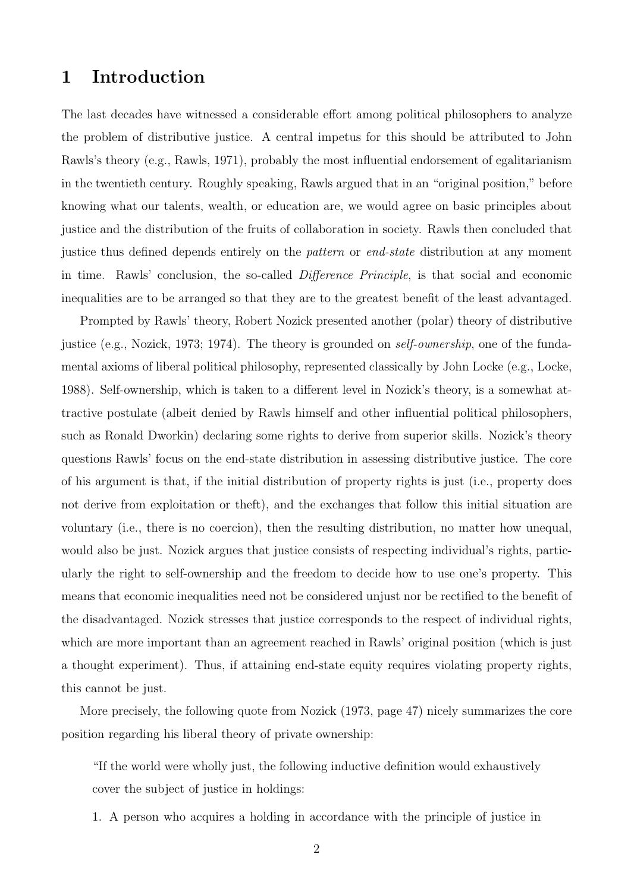# 1 Introduction

The last decades have witnessed a considerable effort among political philosophers to analyze the problem of distributive justice. A central impetus for this should be attributed to John Rawls's theory (e.g., Rawls, 1971), probably the most influential endorsement of egalitarianism in the twentieth century. Roughly speaking, Rawls argued that in an "original position," before knowing what our talents, wealth, or education are, we would agree on basic principles about justice and the distribution of the fruits of collaboration in society. Rawls then concluded that justice thus defined depends entirely on the *pattern* or *end-state* distribution at any moment in time. Rawls' conclusion, the so-called *Difference Principle*, is that social and economic inequalities are to be arranged so that they are to the greatest benefit of the least advantaged.

Prompted by Rawls' theory, Robert Nozick presented another (polar) theory of distributive justice (e.g., Nozick, 1973; 1974). The theory is grounded on *self-ownership*, one of the fundamental axioms of liberal political philosophy, represented classically by John Locke (e.g., Locke, 1988). Self-ownership, which is taken to a different level in Nozick's theory, is a somewhat attractive postulate (albeit denied by Rawls himself and other influential political philosophers, such as Ronald Dworkin) declaring some rights to derive from superior skills. Nozick's theory questions Rawls' focus on the end-state distribution in assessing distributive justice. The core of his argument is that, if the initial distribution of property rights is just (i.e., property does not derive from exploitation or theft), and the exchanges that follow this initial situation are voluntary (i.e., there is no coercion), then the resulting distribution, no matter how unequal, would also be just. Nozick argues that justice consists of respecting individual's rights, particularly the right to self-ownership and the freedom to decide how to use one's property. This means that economic inequalities need not be considered unjust nor be rectified to the benefit of the disadvantaged. Nozick stresses that justice corresponds to the respect of individual rights, which are more important than an agreement reached in Rawls' original position (which is just a thought experiment). Thus, if attaining end-state equity requires violating property rights, this cannot be just.

More precisely, the following quote from Nozick (1973, page 47) nicely summarizes the core position regarding his liberal theory of private ownership:

> "If the world were wholly just, the following inductive definition would exhaustively cover the subject of justice in holdings:
>
> 1. A person who acquires a holding in accordance with the principle of justice in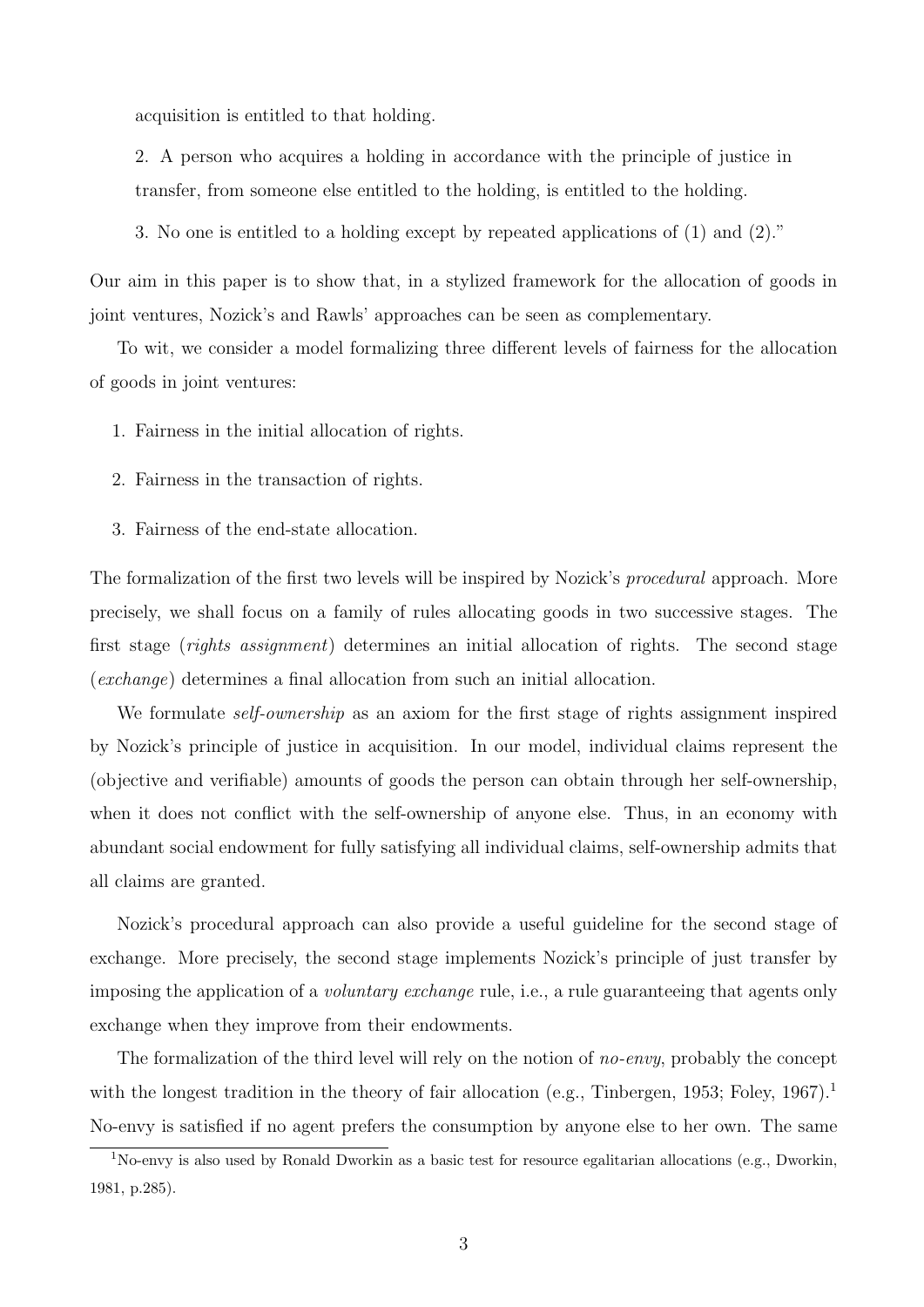acquisition is entitled to that holding.

2. A person who acquires a holding in accordance with the principle of justice in transfer, from someone else entitled to the holding, is entitled to the holding.

3. No one is entitled to a holding except by repeated applications of (1) and (2)."

Our aim in this paper is to show that, in a stylized framework for the allocation of goods in joint ventures, Nozick's and Rawls' approaches can be seen as complementary.

To wit, we consider a model formalizing three different levels of fairness for the allocation of goods in joint ventures:

1. Fairness in the initial allocation of rights.
2. Fairness in the transaction of rights.
3. Fairness of the end-state allocation.

The formalization of the first two levels will be inspired by Nozick's *procedural* approach. More precisely, we shall focus on a family of rules allocating goods in two successive stages. The first stage (*rights assignment*) determines an initial allocation of rights. The second stage (*exchange*) determines a final allocation from such an initial allocation.

We formulate *self-ownership* as an axiom for the first stage of rights assignment inspired by Nozick's principle of justice in acquisition. In our model, individual claims represent the (objective and verifiable) amounts of goods the person can obtain through her self-ownership, when it does not conflict with the self-ownership of anyone else. Thus, in an economy with abundant social endowment for fully satisfying all individual claims, self-ownership admits that all claims are granted.

Nozick's procedural approach can also provide a useful guideline for the second stage of exchange. More precisely, the second stage implements Nozick's principle of just transfer by imposing the application of a *voluntary exchange* rule, i.e., a rule guaranteeing that agents only exchange when they improve from their endowments.

The formalization of the third level will rely on the notion of *no-envy*, probably the concept with the longest tradition in the theory of fair allocation (e.g., Tinbergen, 1953; Foley, 1967).[1] No-envy is satisfied if no agent prefers the consumption by anyone else to her own. The same

[1] No-envy is also used by Ronald Dworkin as a basic test for resource egalitarian allocations (e.g., Dworkin, 1981, p.285).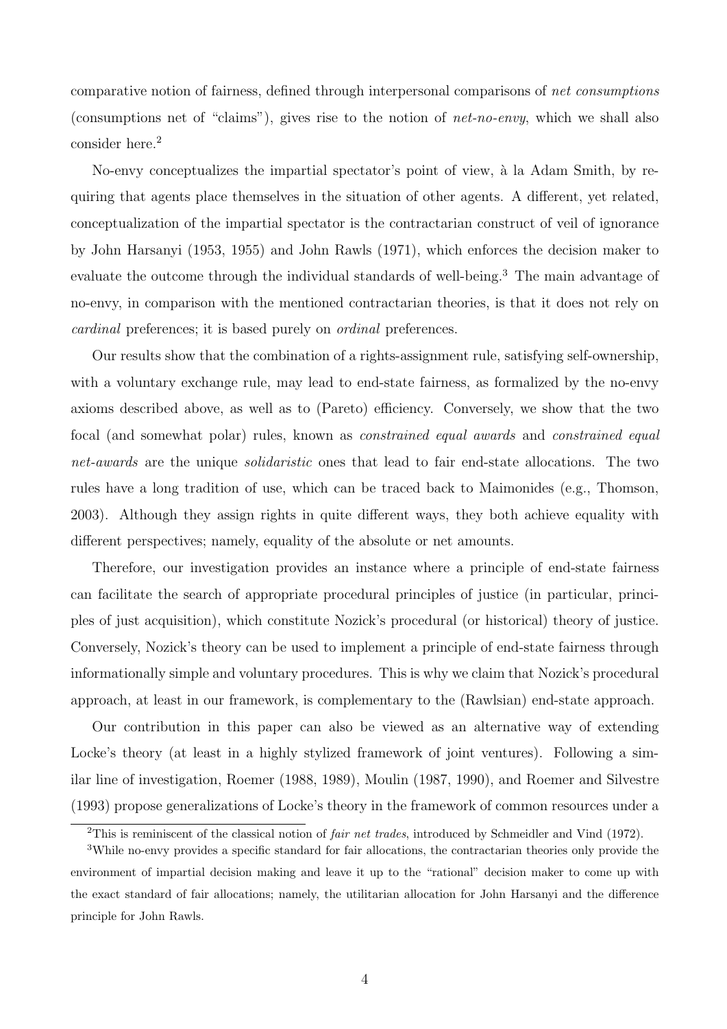comparative notion of fairness, defined through interpersonal comparisons of *net consumptions* (consumptions net of "claims"), gives rise to the notion of *net-no-envy*, which we shall also consider here.[2]

No-envy conceptualizes the impartial spectator's point of view, à la Adam Smith, by requiring that agents place themselves in the situation of other agents. A different, yet related, conceptualization of the impartial spectator is the contractarian construct of veil of ignorance by John Harsanyi (1953, 1955) and John Rawls (1971), which enforces the decision maker to evaluate the outcome through the individual standards of well-being.[3] The main advantage of no-envy, in comparison with the mentioned contractarian theories, is that it does not rely on *cardinal* preferences; it is based purely on *ordinal* preferences.

Our results show that the combination of a rights-assignment rule, satisfying self-ownership, with a voluntary exchange rule, may lead to end-state fairness, as formalized by the no-envy axioms described above, as well as to (Pareto) efficiency. Conversely, we show that the two focal (and somewhat polar) rules, known as *constrained equal awards* and *constrained equal net-awards* are the unique *solidaristic* ones that lead to fair end-state allocations. The two rules have a long tradition of use, which can be traced back to Maimonides (e.g., Thomson, 2003). Although they assign rights in quite different ways, they both achieve equality with different perspectives; namely, equality of the absolute or net amounts.

Therefore, our investigation provides an instance where a principle of end-state fairness can facilitate the search of appropriate procedural principles of justice (in particular, principles of just acquisition), which constitute Nozick's procedural (or historical) theory of justice. Conversely, Nozick's theory can be used to implement a principle of end-state fairness through informationally simple and voluntary procedures. This is why we claim that Nozick's procedural approach, at least in our framework, is complementary to the (Rawlsian) end-state approach.

Our contribution in this paper can also be viewed as an alternative way of extending Locke's theory (at least in a highly stylized framework of joint ventures). Following a similar line of investigation, Roemer (1988, 1989), Moulin (1987, 1990), and Roemer and Silvestre (1993) propose generalizations of Locke's theory in the framework of common resources under a

[2] This is reminiscent of the classical notion of *fair net trades*, introduced by Schmeidler and Vind (1972).

[3] While no-envy provides a specific standard for fair allocations, the contractarian theories only provide the environment of impartial decision making and leave it up to the "rational" decision maker to come up with the exact standard of fair allocations; namely, the utilitarian allocation for John Harsanyi and the difference principle for John Rawls.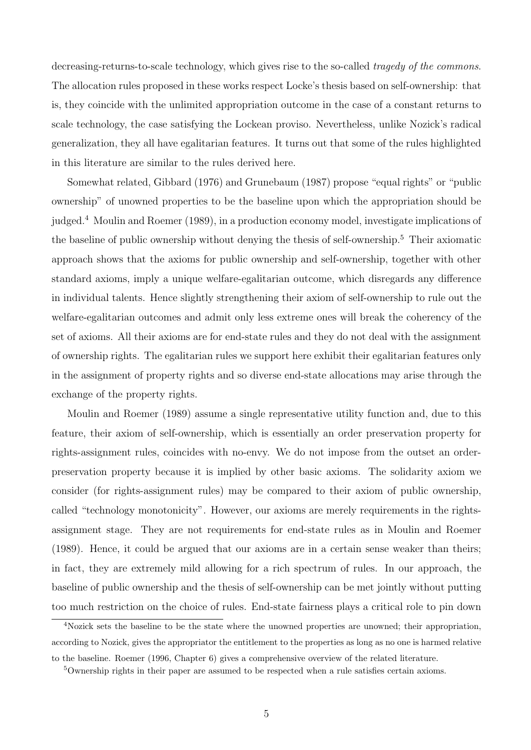decreasing-returns-to-scale technology, which gives rise to the so-called *tragedy of the commons*. The allocation rules proposed in these works respect Locke's thesis based on self-ownership: that is, they coincide with the unlimited appropriation outcome in the case of a constant returns to scale technology, the case satisfying the Lockean proviso. Nevertheless, unlike Nozick's radical generalization, they all have egalitarian features. It turns out that some of the rules highlighted in this literature are similar to the rules derived here.

Somewhat related, Gibbard (1976) and Grunebaum (1987) propose "equal rights" or "public ownership" of unowned properties to be the baseline upon which the appropriation should be judged.[4] Moulin and Roemer (1989), in a production economy model, investigate implications of the baseline of public ownership without denying the thesis of self-ownership.[5] Their axiomatic approach shows that the axioms for public ownership and self-ownership, together with other standard axioms, imply a unique welfare-egalitarian outcome, which disregards any difference in individual talents. Hence slightly strengthening their axiom of self-ownership to rule out the welfare-egalitarian outcomes and admit only less extreme ones will break the coherency of the set of axioms. All their axioms are for end-state rules and they do not deal with the assignment of ownership rights. The egalitarian rules we support here exhibit their egalitarian features only in the assignment of property rights and so diverse end-state allocations may arise through the exchange of the property rights.

Moulin and Roemer (1989) assume a single representative utility function and, due to this feature, their axiom of self-ownership, which is essentially an order preservation property for rights-assignment rules, coincides with no-envy. We do not impose from the outset an order-preservation property because it is implied by other basic axioms. The solidarity axiom we consider (for rights-assignment rules) may be compared to their axiom of public ownership, called "technology monotonicity". However, our axioms are merely requirements in the rights-assignment stage. They are not requirements for end-state rules as in Moulin and Roemer (1989). Hence, it could be argued that our axioms are in a certain sense weaker than theirs; in fact, they are extremely mild allowing for a rich spectrum of rules. In our approach, the baseline of public ownership and the thesis of self-ownership can be met jointly without putting too much restriction on the choice of rules. End-state fairness plays a critical role to pin down

[4] Nozick sets the baseline to be the state where the unowned properties are unowned; their appropriation, according to Nozick, gives the appropriator the entitlement to the properties as long as no one is harmed relative to the baseline. Roemer (1996, Chapter 6) gives a comprehensive overview of the related literature.

[5] Ownership rights in their paper are assumed to be respected when a rule satisfies certain axioms.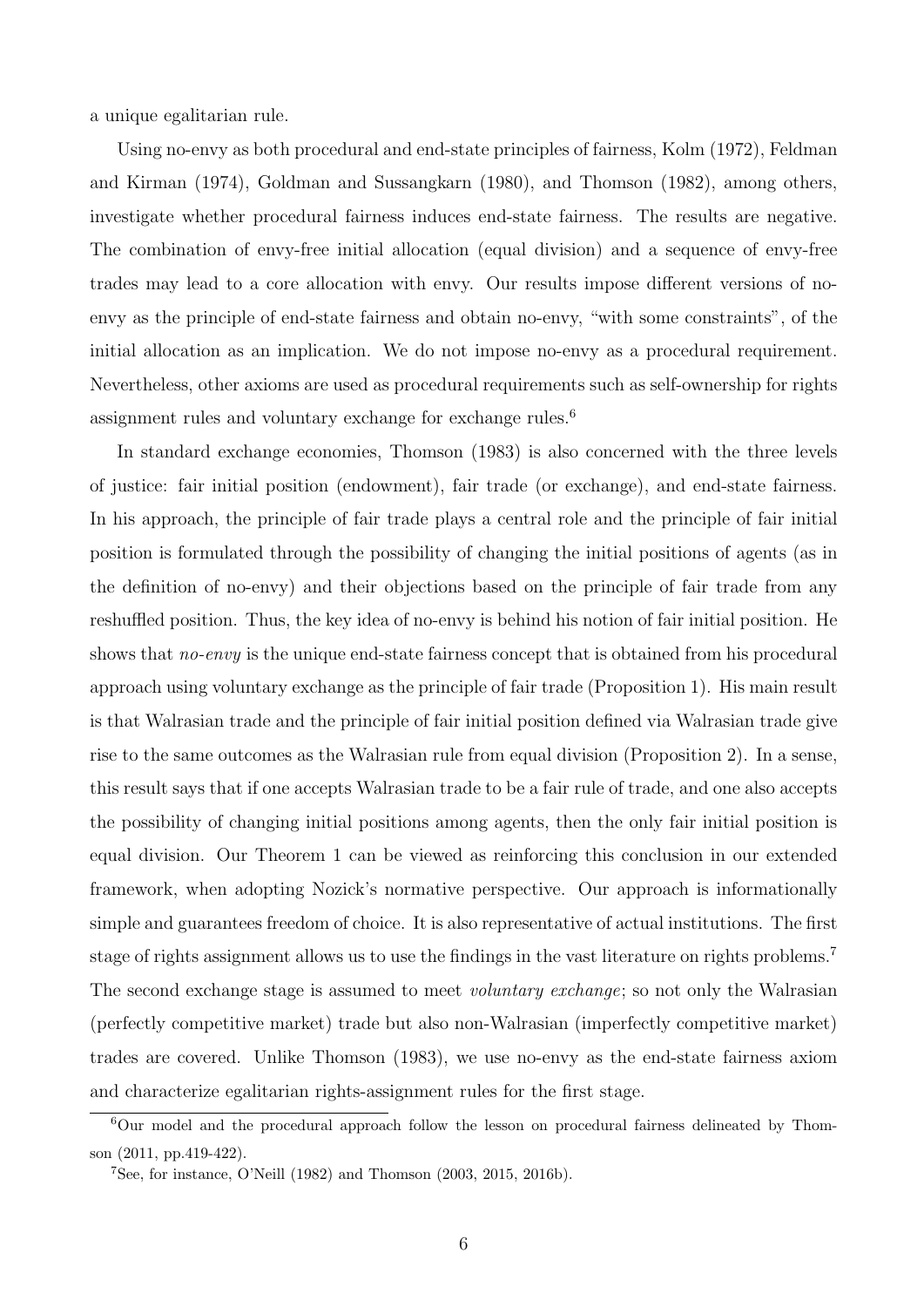a unique egalitarian rule.

Using no-envy as both procedural and end-state principles of fairness, Kolm (1972), Feldman and Kirman (1974), Goldman and Sussangkarn (1980), and Thomson (1982), among others, investigate whether procedural fairness induces end-state fairness. The results are negative. The combination of envy-free initial allocation (equal division) and a sequence of envy-free trades may lead to a core allocation with envy. Our results impose different versions of no-envy as the principle of end-state fairness and obtain no-envy, "with some constraints", of the initial allocation as an implication. We do not impose no-envy as a procedural requirement. Nevertheless, other axioms are used as procedural requirements such as self-ownership for rights assignment rules and voluntary exchange for exchange rules.[6]

In standard exchange economies, Thomson (1983) is also concerned with the three levels of justice: fair initial position (endowment), fair trade (or exchange), and end-state fairness. In his approach, the principle of fair trade plays a central role and the principle of fair initial position is formulated through the possibility of changing the initial positions of agents (as in the definition of no-envy) and their objections based on the principle of fair trade from any reshuffled position. Thus, the key idea of no-envy is behind his notion of fair initial position. He shows that *no-envy* is the unique end-state fairness concept that is obtained from his procedural approach using voluntary exchange as the principle of fair trade (Proposition 1). His main result is that Walrasian trade and the principle of fair initial position defined via Walrasian trade give rise to the same outcomes as the Walrasian rule from equal division (Proposition 2). In a sense, this result says that if one accepts Walrasian trade to be a fair rule of trade, and one also accepts the possibility of changing initial positions among agents, then the only fair initial position is equal division. Our Theorem 1 can be viewed as reinforcing this conclusion in our extended framework, when adopting Nozick's normative perspective. Our approach is informationally simple and guarantees freedom of choice. It is also representative of actual institutions. The first stage of rights assignment allows us to use the findings in the vast literature on rights problems.[7] The second exchange stage is assumed to meet *voluntary exchange*; so not only the Walrasian (perfectly competitive market) trade but also non-Walrasian (imperfectly competitive market) trades are covered. Unlike Thomson (1983), we use no-envy as the end-state fairness axiom and characterize egalitarian rights-assignment rules for the first stage.

[6]Our model and the procedural approach follow the lesson on procedural fairness delineated by Thomson (2011, pp.419-422).

[7]See, for instance, O'Neill (1982) and Thomson (2003, 2015, 2016b).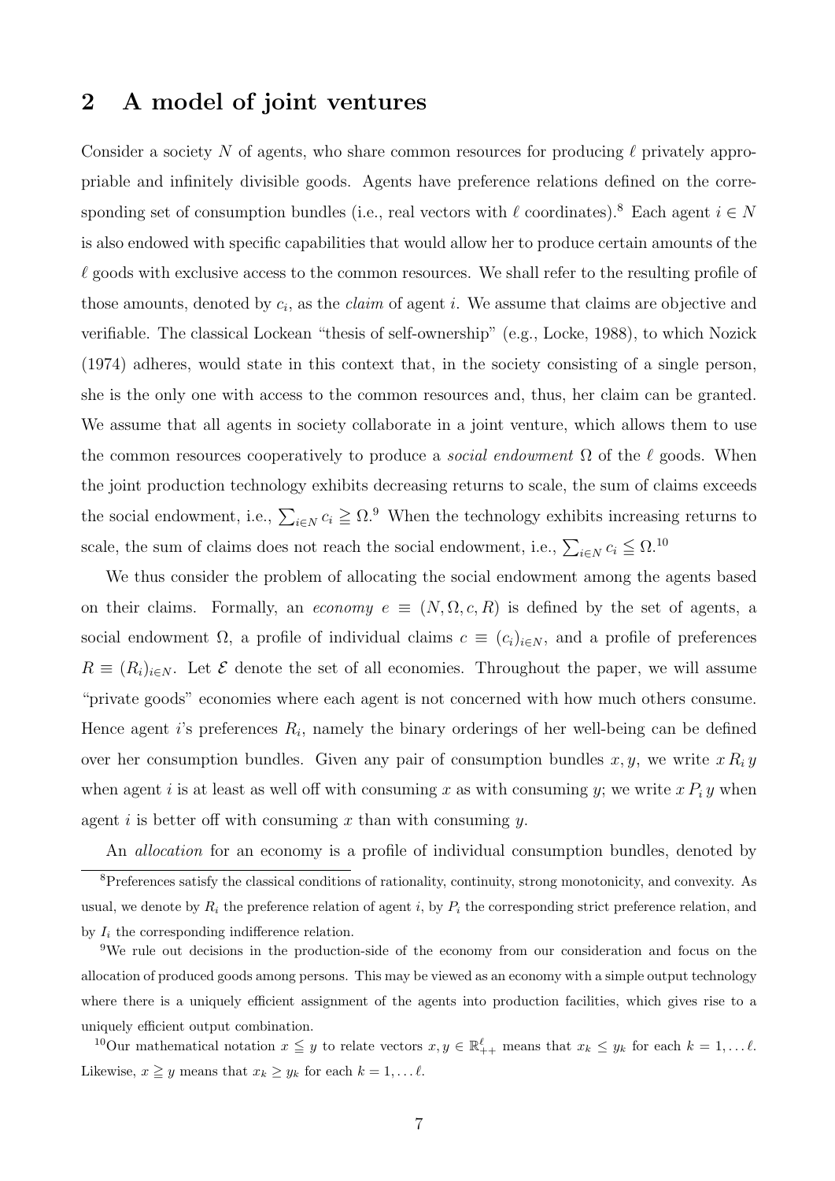## 2 A model of joint ventures

Consider a society $N$ of agents, who share common resources for producing $\ell$ privately appropriable and infinitely divisible goods. Agents have preference relations defined on the corresponding set of consumption bundles (i.e., real vectors with $\ell$ coordinates).[8] Each agent $i \in N$ is also endowed with specific capabilities that would allow her to produce certain amounts of the $\ell$ goods with exclusive access to the common resources. We shall refer to the resulting profile of those amounts, denoted by $c_i$, as the *claim* of agent $i$. We assume that claims are objective and verifiable. The classical Lockean "thesis of self-ownership" (e.g., Locke, 1988), to which Nozick (1974) adheres, would state in this context that, in the society consisting of a single person, she is the only one with access to the common resources and, thus, her claim can be granted. We assume that all agents in society collaborate in a joint venture, which allows them to use the common resources cooperatively to produce a *social endowment* $\Omega$ of the $\ell$ goods. When the joint production technology exhibits decreasing returns to scale, the sum of claims exceeds the social endowment, i.e., $\sum_{i \in N} c_i \geqq \Omega$.[9] When the technology exhibits increasing returns to scale, the sum of claims does not reach the social endowment, i.e., $\sum_{i \in N} c_i \leqq \Omega$.[10]

We thus consider the problem of allocating the social endowment among the agents based on their claims. Formally, an *economy* $e \equiv (N, \Omega, c, R)$ is defined by the set of agents, a social endowment $\Omega$, a profile of individual claims $c \equiv (c_i)_{i \in N}$, and a profile of preferences $R \equiv (R_i)_{i \in N}$. Let $\mathcal{E}$ denote the set of all economies. Throughout the paper, we will assume "private goods" economies where each agent is not concerned with how much others consume. Hence agent $i$'s preferences $R_i$, namely the binary orderings of her well-being can be defined over her consumption bundles. Given any pair of consumption bundles $x, y$, we write $x \, R_i \, y$ when agent $i$ is at least as well off with consuming $x$ as with consuming $y$; we write $x \, P_i \, y$ when agent $i$ is better off with consuming $x$ than with consuming $y$.

An *allocation* for an economy is a profile of individual consumption bundles, denoted by

---

[8] Preferences satisfy the classical conditions of rationality, continuity, strong monotonicity, and convexity. As usual, we denote by $R_i$ the preference relation of agent $i$, by $P_i$ the corresponding strict preference relation, and by $I_i$ the corresponding indifference relation.

[9] We rule out decisions in the production-side of the economy from our consideration and focus on the allocation of produced goods among persons. This may be viewed as an economy with a simple output technology where there is a uniquely efficient assignment of the agents into production facilities, which gives rise to a uniquely efficient output combination.

[10] Our mathematical notation $x \leqq y$ to relate vectors $x, y \in \mathbb{R}^{\ell}_{++}$ means that $x_k \leq y_k$ for each $k = 1, \ldots \ell$. Likewise, $x \geqq y$ means that $x_k \geq y_k$ for each $k = 1, \ldots \ell$.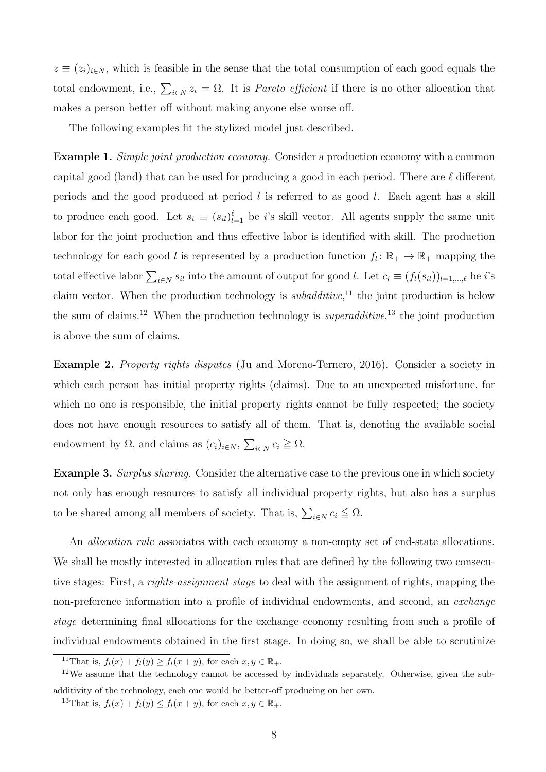$z \equiv (z_i)_{i \in N}$, which is feasible in the sense that the total consumption of each good equals the total endowment, i.e., $\sum_{i \in N} z_i = \Omega$. It is *Pareto efficient* if there is no other allocation that makes a person better off without making anyone else worse off.

The following examples fit the stylized model just described.

**Example 1.** *Simple joint production economy.* Consider a production economy with a common capital good (land) that can be used for producing a good in each period. There are $\ell$ different periods and the good produced at period $l$ is referred to as good $l$. Each agent has a skill to produce each good. Let $s_i \equiv (s_{il})_{l=1}^{\ell}$ be $i$'s skill vector. All agents supply the same unit labor for the joint production and thus effective labor is identified with skill. The production technology for each good $l$ is represented by a production function $f_l \colon \mathbb{R}_+ \to \mathbb{R}_+$ mapping the total effective labor $\sum_{i \in N} s_{il}$ into the amount of output for good $l$. Let $c_i \equiv (f_l(s_{il}))_{l=1,\ldots,\ell}$ be $i$'s claim vector. When the production technology is *subadditive*,[11] the joint production is below the sum of claims.[12] When the production technology is *superadditive*,[13] the joint production is above the sum of claims.

**Example 2.** *Property rights disputes* (Ju and Moreno-Ternero, 2016). Consider a society in which each person has initial property rights (claims). Due to an unexpected misfortune, for which no one is responsible, the initial property rights cannot be fully respected; the society does not have enough resources to satisfy all of them. That is, denoting the available social endowment by $\Omega$, and claims as $(c_i)_{i \in N}$, $\sum_{i \in N} c_i \geqq \Omega$.

**Example 3.** *Surplus sharing.* Consider the alternative case to the previous one in which society not only has enough resources to satisfy all individual property rights, but also has a surplus to be shared among all members of society. That is, $\sum_{i \in N} c_i \leqq \Omega$.

An *allocation rule* associates with each economy a non-empty set of end-state allocations. We shall be mostly interested in allocation rules that are defined by the following two consecutive stages: First, a *rights-assignment stage* to deal with the assignment of rights, mapping the non-preference information into a profile of individual endowments, and second, an *exchange stage* determining final allocations for the exchange economy resulting from such a profile of individual endowments obtained in the first stage. In doing so, we shall be able to scrutinize

[11] That is, $f_l(x) + f_l(y) \geq f_l(x + y)$, for each $x, y \in \mathbb{R}_+$.

[12] We assume that the technology cannot be accessed by individuals separately. Otherwise, given the subadditivity of the technology, each one would be better-off producing on her own.

[13] That is, $f_l(x) + f_l(y) \leq f_l(x + y)$, for each $x, y \in \mathbb{R}_+$.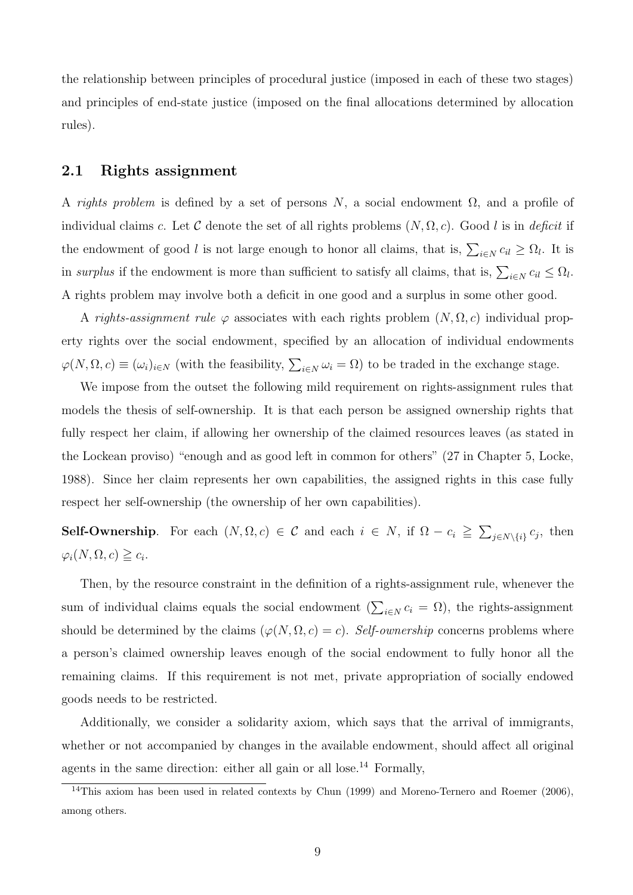the relationship between principles of procedural justice (imposed in each of these two stages) and principles of end-state justice (imposed on the final allocations determined by allocation rules).

## 2.1 Rights assignment

A *rights problem* is defined by a set of persons $N$, a social endowment $\Omega$, and a profile of individual claims $c$. Let $\mathcal{C}$ denote the set of all rights problems $(N, \Omega, c)$. Good $l$ is in *deficit* if the endowment of good $l$ is not large enough to honor all claims, that is, $\sum_{i \in N} c_{il} \geq \Omega_l$. It is in *surplus* if the endowment is more than sufficient to satisfy all claims, that is, $\sum_{i \in N} c_{il} \leq \Omega_l$. A rights problem may involve both a deficit in one good and a surplus in some other good.

A *rights-assignment rule* $\varphi$ associates with each rights problem $(N, \Omega, c)$ individual property rights over the social endowment, specified by an allocation of individual endowments $\varphi(N, \Omega, c) \equiv (\omega_i)_{i \in N}$ (with the feasibility, $\sum_{i \in N} \omega_i = \Omega$) to be traded in the exchange stage.

We impose from the outset the following mild requirement on rights-assignment rules that models the thesis of self-ownership. It is that each person be assigned ownership rights that fully respect her claim, if allowing her ownership of the claimed resources leaves (as stated in the Lockean proviso) "enough and as good left in common for others" (27 in Chapter 5, Locke, 1988). Since her claim represents her own capabilities, the assigned rights in this case fully respect her self-ownership (the ownership of her own capabilities).

**Self-Ownership**. For each $(N, \Omega, c) \in \mathcal{C}$ and each $i \in N$, if $\Omega - c_i \geqq \sum_{j \in N \setminus \{i\}} c_j$, then $\varphi_i(N, \Omega, c) \geqq c_i$.

Then, by the resource constraint in the definition of a rights-assignment rule, whenever the sum of individual claims equals the social endowment ($\sum_{i \in N} c_i = \Omega$), the rights-assignment should be determined by the claims ($\varphi(N, \Omega, c) = c$). *Self-ownership* concerns problems where a person's claimed ownership leaves enough of the social endowment to fully honor all the remaining claims. If this requirement is not met, private appropriation of socially endowed goods needs to be restricted.

Additionally, we consider a solidarity axiom, which says that the arrival of immigrants, whether or not accompanied by changes in the available endowment, should affect all original agents in the same direction: either all gain or all lose.[14] Formally,

[14] This axiom has been used in related contexts by Chun (1999) and Moreno-Ternero and Roemer (2006), among others.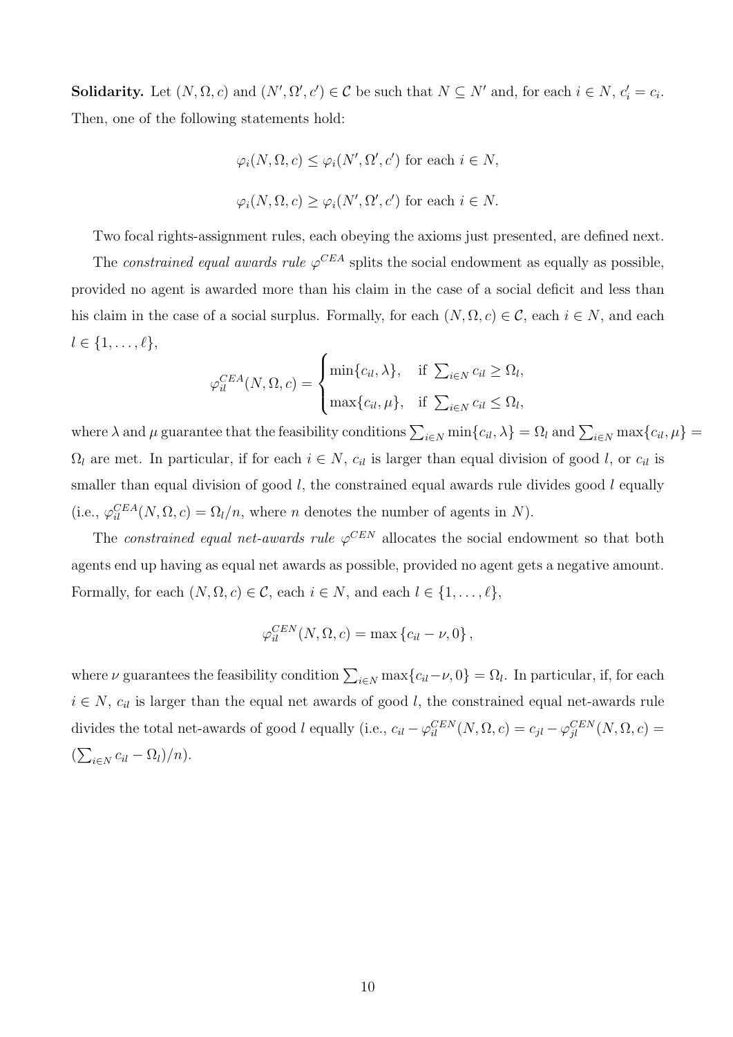**Solidarity.** Let $(N, \Omega, c)$ and $(N', \Omega', c') \in \mathcal{C}$ be such that $N \subseteq N'$ and, for each $i \in N$, $c'_i = c_i$. Then, one of the following statements hold:

$$\varphi_i(N, \Omega, c) \leq \varphi_i(N', \Omega', c') \text{ for each } i \in N,$$

$$\varphi_i(N, \Omega, c) \geq \varphi_i(N', \Omega', c') \text{ for each } i \in N.$$

Two focal rights-assignment rules, each obeying the axioms just presented, are defined next.

The *constrained equal awards rule* $\varphi^{CEA}$ splits the social endowment as equally as possible, provided no agent is awarded more than his claim in the case of a social deficit and less than his claim in the case of a social surplus. Formally, for each $(N, \Omega, c) \in \mathcal{C}$, each $i \in N$, and each $l \in \{1, \ldots, \ell\}$,

$$\varphi_{il}^{CEA}(N, \Omega, c) = \begin{cases} \min\{c_{il}, \lambda\}, & \text{if } \sum_{i \in N} c_{il} \geq \Omega_l, \\ \max\{c_{il}, \mu\}, & \text{if } \sum_{i \in N} c_{il} \leq \Omega_l, \end{cases}$$

where $\lambda$ and $\mu$ guarantee that the feasibility conditions $\sum_{i \in N} \min\{c_{il}, \lambda\} = \Omega_l$ and $\sum_{i \in N} \max\{c_{il}, \mu\} = \Omega_l$ are met. In particular, if for each $i \in N$, $c_{il}$ is larger than equal division of good $l$, or $c_{il}$ is smaller than equal division of good $l$, the constrained equal awards rule divides good $l$ equally (i.e., $\varphi_{il}^{CEA}(N, \Omega, c) = \Omega_l/n$, where $n$ denotes the number of agents in $N$).

The *constrained equal net-awards rule* $\varphi^{CEN}$ allocates the social endowment so that both agents end up having as equal net awards as possible, provided no agent gets a negative amount. Formally, for each $(N, \Omega, c) \in \mathcal{C}$, each $i \in N$, and each $l \in \{1, \ldots, \ell\}$,

$$\varphi_{il}^{CEN}(N, \Omega, c) = \max\{c_{il} - \nu, 0\},$$

where $\nu$ guarantees the feasibility condition $\sum_{i \in N} \max\{c_{il} - \nu, 0\} = \Omega_l$. In particular, if, for each $i \in N$, $c_{il}$ is larger than the equal net awards of good $l$, the constrained equal net-awards rule divides the total net-awards of good $l$ equally (i.e., $c_{il} - \varphi_{il}^{CEN}(N, \Omega, c) = c_{jl} - \varphi_{jl}^{CEN}(N, \Omega, c) = (\sum_{i \in N} c_{il} - \Omega_l)/n$).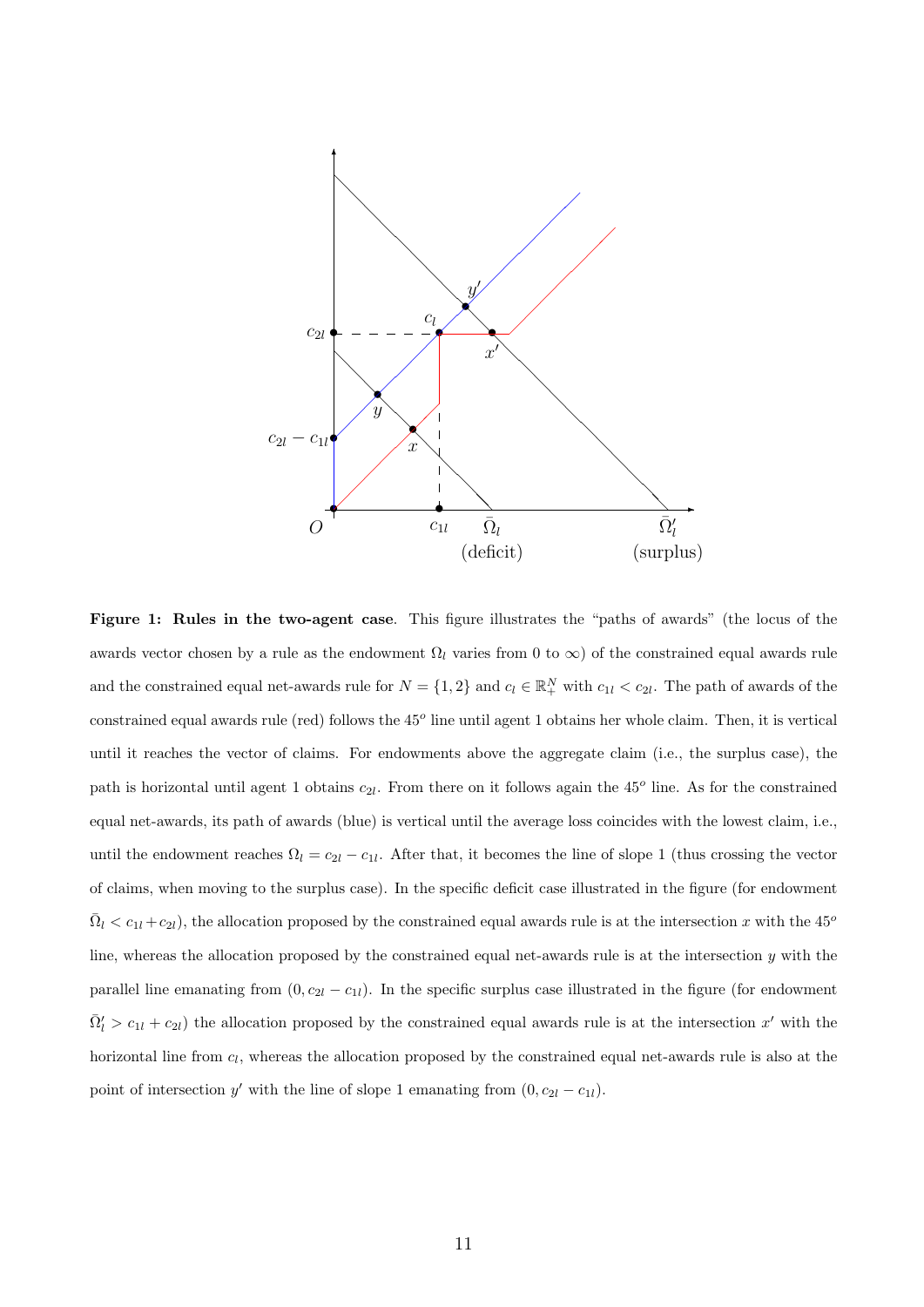**Figure 1: Rules in the two-agent case**. This figure illustrates the "paths of awards" (the locus of the awards vector chosen by a rule as the endowment $\Omega_l$ varies from 0 to $\infty$) of the constrained equal awards rule and the constrained equal net-awards rule for $N = \{1, 2\}$ and $c_l \in \mathbb{R}_+^N$ with $c_{1l} < c_{2l}$. The path of awards of the constrained equal awards rule (red) follows the $45^o$ line until agent 1 obtains her whole claim. Then, it is vertical until it reaches the vector of claims. For endowments above the aggregate claim (i.e., the surplus case), the path is horizontal until agent 1 obtains $c_{2l}$. From there on it follows again the $45^o$ line. As for the constrained equal net-awards, its path of awards (blue) is vertical until the average loss coincides with the lowest claim, i.e., until the endowment reaches $\Omega_l = c_{2l} - c_{1l}$. After that, it becomes the line of slope 1 (thus crossing the vector of claims, when moving to the surplus case). In the specific deficit case illustrated in the figure (for endowment $\bar{\Omega}_l < c_{1l} + c_{2l}$), the allocation proposed by the constrained equal awards rule is at the intersection $x$ with the $45^o$ line, whereas the allocation proposed by the constrained equal net-awards rule is at the intersection $y$ with the parallel line emanating from $(0, c_{2l} - c_{1l})$. In the specific surplus case illustrated in the figure (for endowment $\bar{\Omega}'_l > c_{1l} + c_{2l}$) the allocation proposed by the constrained equal awards rule is at the intersection $x'$ with the horizontal line from $c_l$, whereas the allocation proposed by the constrained equal net-awards rule is also at the point of intersection $y'$ with the line of slope 1 emanating from $(0, c_{2l} - c_{1l})$.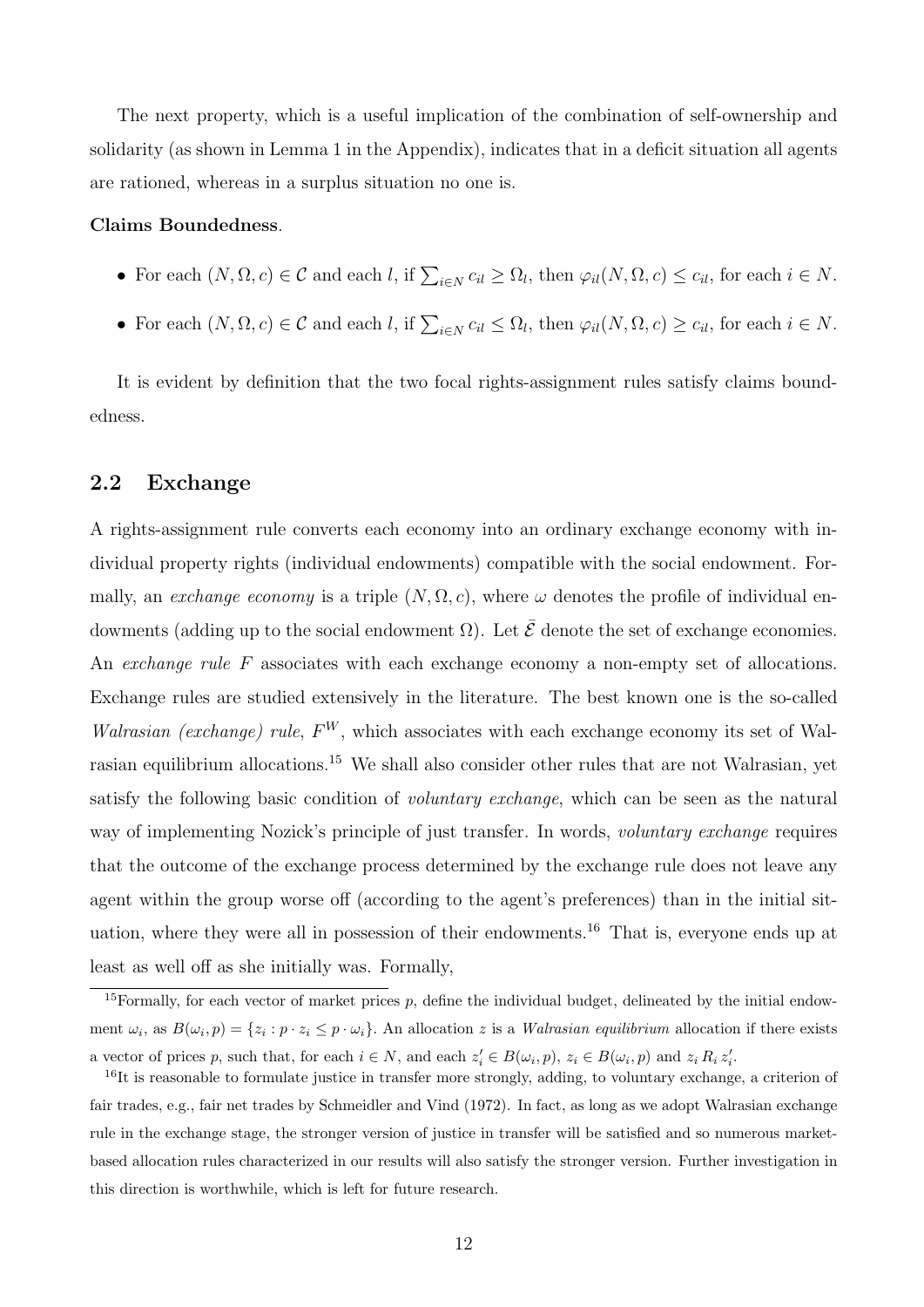The next property, which is a useful implication of the combination of self-ownership and solidarity (as shown in Lemma 1 in the Appendix), indicates that in a deficit situation all agents are rationed, whereas in a surplus situation no one is.

**Claims Boundedness**.

- For each $(N, \Omega, c) \in \mathcal{C}$ and each $l$, if $\sum_{i \in N} c_{il} \geq \Omega_l$, then $\varphi_{il}(N, \Omega, c) \leq c_{il}$, for each $i \in N$.
- For each $(N, \Omega, c) \in \mathcal{C}$ and each $l$, if $\sum_{i \in N} c_{il} \leq \Omega_l$, then $\varphi_{il}(N, \Omega, c) \geq c_{il}$, for each $i \in N$.

It is evident by definition that the two focal rights-assignment rules satisfy claims boundedness.

## 2.2 Exchange

A rights-assignment rule converts each economy into an ordinary exchange economy with individual property rights (individual endowments) compatible with the social endowment. Formally, an *exchange economy* is a triple $(N, \Omega, c)$, where $\omega$ denotes the profile of individual endowments (adding up to the social endowment $\Omega$). Let $\bar{\mathcal{E}}$ denote the set of exchange economies. An *exchange rule* $F$ associates with each exchange economy a non-empty set of allocations. Exchange rules are studied extensively in the literature. The best known one is the so-called *Walrasian (exchange) rule*, $F^W$, which associates with each exchange economy its set of Walrasian equilibrium allocations.[15] We shall also consider other rules that are not Walrasian, yet satisfy the following basic condition of *voluntary exchange*, which can be seen as the natural way of implementing Nozick's principle of just transfer. In words, *voluntary exchange* requires that the outcome of the exchange process determined by the exchange rule does not leave any agent within the group worse off (according to the agent's preferences) than in the initial situation, where they were all in possession of their endowments.[16] That is, everyone ends up at least as well off as she initially was. Formally,

---

[15] Formally, for each vector of market prices $p$, define the individual budget, delineated by the initial endowment $\omega_i$, as $B(\omega_i, p) = \{z_i : p \cdot z_i \leq p \cdot \omega_i\}$. An allocation $z$ is a *Walrasian equilibrium* allocation if there exists a vector of prices $p$, such that, for each $i \in N$, and each $z'_i \in B(\omega_i, p)$, $z_i \in B(\omega_i, p)$ and $z_i \, R_i \, z'_i$.

[16] It is reasonable to formulate justice in transfer more strongly, adding, to voluntary exchange, a criterion of fair trades, e.g., fair net trades by Schmeidler and Vind (1972). In fact, as long as we adopt Walrasian exchange rule in the exchange stage, the stronger version of justice in transfer will be satisfied and so numerous market-based allocation rules characterized in our results will also satisfy the stronger version. Further investigation in this direction is worthwhile, which is left for future research.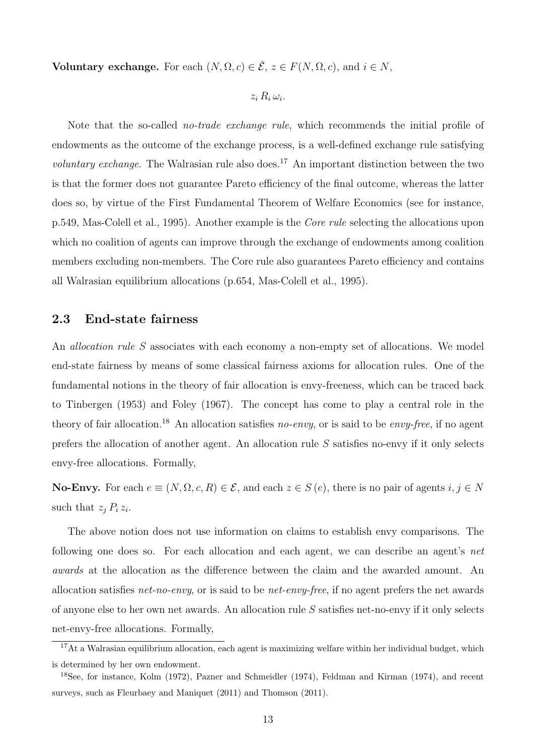**Voluntary exchange.** For each $(N, \Omega, c) \in \bar{\mathcal{E}}$, $z \in F(N, \Omega, c)$, and $i \in N$,

$$z_i \, R_i \, \omega_i.$$

Note that the so-called *no-trade exchange rule*, which recommends the initial profile of endowments as the outcome of the exchange process, is a well-defined exchange rule satisfying *voluntary exchange*. The Walrasian rule also does.[17] An important distinction between the two is that the former does not guarantee Pareto efficiency of the final outcome, whereas the latter does so, by virtue of the First Fundamental Theorem of Welfare Economics (see for instance, p.549, Mas-Colell et al., 1995). Another example is the *Core rule* selecting the allocations upon which no coalition of agents can improve through the exchange of endowments among coalition members excluding non-members. The Core rule also guarantees Pareto efficiency and contains all Walrasian equilibrium allocations (p.654, Mas-Colell et al., 1995).

## 2.3 End-state fairness

An *allocation rule* $S$ associates with each economy a non-empty set of allocations. We model end-state fairness by means of some classical fairness axioms for allocation rules. One of the fundamental notions in the theory of fair allocation is envy-freeness, which can be traced back to Tinbergen (1953) and Foley (1967). The concept has come to play a central role in the theory of fair allocation.[18] An allocation satisfies *no-envy*, or is said to be *envy-free*, if no agent prefers the allocation of another agent. An allocation rule $S$ satisfies no-envy if it only selects envy-free allocations. Formally,

**No-Envy.** For each $e \equiv (N, \Omega, c, R) \in \mathcal{E}$, and each $z \in S(e)$, there is no pair of agents $i, j \in N$ such that $z_j \, P_i \, z_i$.

The above notion does not use information on claims to establish envy comparisons. The following one does so. For each allocation and each agent, we can describe an agent's *net awards* at the allocation as the difference between the claim and the awarded amount. An allocation satisfies *net-no-envy*, or is said to be *net-envy-free*, if no agent prefers the net awards of anyone else to her own net awards. An allocation rule $S$ satisfies net-no-envy if it only selects net-envy-free allocations. Formally,

[17] At a Walrasian equilibrium allocation, each agent is maximizing welfare within her individual budget, which is determined by her own endowment.

[18] See, for instance, Kolm (1972), Pazner and Schmeidler (1974), Feldman and Kirman (1974), and recent surveys, such as Fleurbaey and Maniquet (2011) and Thomson (2011).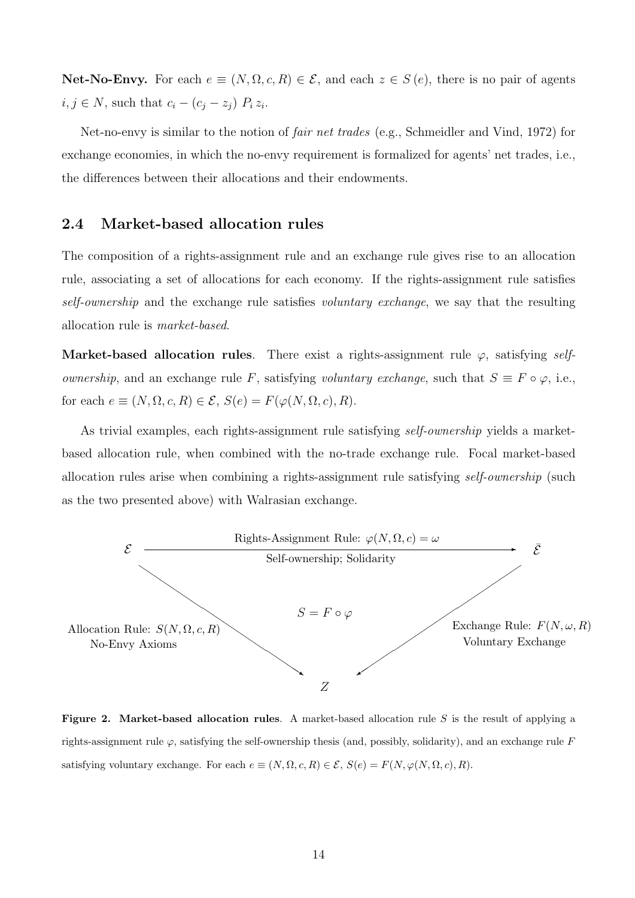**Net-No-Envy.** For each $e \equiv (N, \Omega, c, R) \in \mathcal{E}$, and each $z \in S(e)$, there is no pair of agents $i, j \in N$, such that $c_i - (c_j - z_j) \; P_i \, z_i$.

Net-no-envy is similar to the notion of *fair net trades* (e.g., Schmeidler and Vind, 1972) for exchange economies, in which the no-envy requirement is formalized for agents' net trades, i.e., the differences between their allocations and their endowments.

## 2.4 Market-based allocation rules

The composition of a rights-assignment rule and an exchange rule gives rise to an allocation rule, associating a set of allocations for each economy. If the rights-assignment rule satisfies *self-ownership* and the exchange rule satisfies *voluntary exchange*, we say that the resulting allocation rule is *market-based*.

**Market-based allocation rules**. There exist a rights-assignment rule $\varphi$, satisfying *self-ownership*, and an exchange rule $F$, satisfying *voluntary exchange*, such that $S \equiv F \circ \varphi$, i.e., for each $e \equiv (N, \Omega, c, R) \in \mathcal{E}$, $S(e) = F(\varphi(N, \Omega, c), R)$.

As trivial examples, each rights-assignment rule satisfying *self-ownership* yields a market-based allocation rule, when combined with the no-trade exchange rule. Focal market-based allocation rules arise when combining a rights-assignment rule satisfying *self-ownership* (such as the two presented above) with Walrasian exchange.

$\mathcal{E}$ — Rights-Assignment Rule: $\varphi(N, \Omega, c) = \omega$; Self-ownership; Solidarity — $\bar{\mathcal{E}}$

Allocation Rule: $S(N, \Omega, c, R)$; No-Envy Axioms

$S = F \circ \varphi$

Exchange Rule: $F(N, \omega, R)$; Voluntary Exchange

$Z$

**Figure 2. Market-based allocation rules**. A market-based allocation rule $S$ is the result of applying a rights-assignment rule $\varphi$, satisfying the self-ownership thesis (and, possibly, solidarity), and an exchange rule $F$ satisfying voluntary exchange. For each $e \equiv (N, \Omega, c, R) \in \mathcal{E}$, $S(e) = F(N, \varphi(N, \Omega, c), R)$.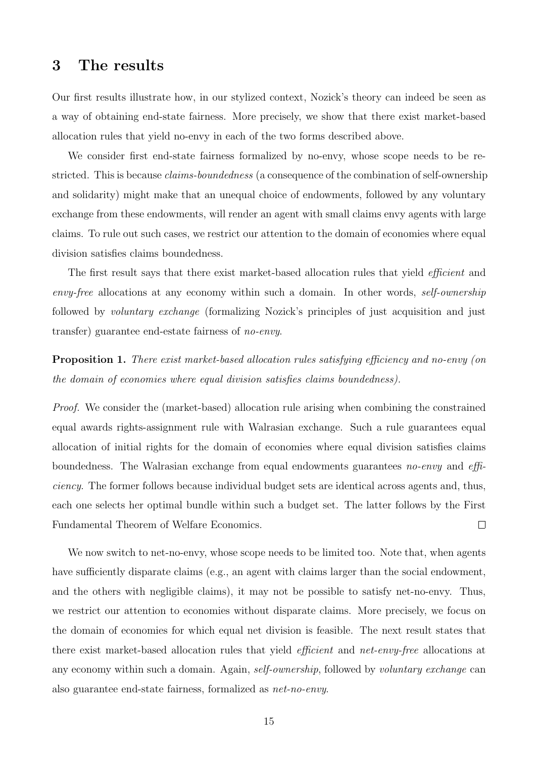## 3 The results

Our first results illustrate how, in our stylized context, Nozick's theory can indeed be seen as a way of obtaining end-state fairness. More precisely, we show that there exist market-based allocation rules that yield no-envy in each of the two forms described above.

We consider first end-state fairness formalized by no-envy, whose scope needs to be restricted. This is because *claims-boundedness* (a consequence of the combination of self-ownership and solidarity) might make that an unequal choice of endowments, followed by any voluntary exchange from these endowments, will render an agent with small claims envy agents with large claims. To rule out such cases, we restrict our attention to the domain of economies where equal division satisfies claims boundedness.

The first result says that there exist market-based allocation rules that yield *efficient* and *envy-free* allocations at any economy within such a domain. In other words, *self-ownership* followed by *voluntary exchange* (formalizing Nozick's principles of just acquisition and just transfer) guarantee end-estate fairness of *no-envy*.

**Proposition 1.** *There exist market-based allocation rules satisfying efficiency and no-envy (on the domain of economies where equal division satisfies claims boundedness).*

*Proof.* We consider the (market-based) allocation rule arising when combining the constrained equal awards rights-assignment rule with Walrasian exchange. Such a rule guarantees equal allocation of initial rights for the domain of economies where equal division satisfies claims boundedness. The Walrasian exchange from equal endowments guarantees *no-envy* and *efficiency*. The former follows because individual budget sets are identical across agents and, thus, each one selects her optimal bundle within such a budget set. The latter follows by the First Fundamental Theorem of Welfare Economics. □

We now switch to net-no-envy, whose scope needs to be limited too. Note that, when agents have sufficiently disparate claims (e.g., an agent with claims larger than the social endowment, and the others with negligible claims), it may not be possible to satisfy net-no-envy. Thus, we restrict our attention to economies without disparate claims. More precisely, we focus on the domain of economies for which equal net division is feasible. The next result states that there exist market-based allocation rules that yield *efficient* and *net-envy-free* allocations at any economy within such a domain. Again, *self-ownership*, followed by *voluntary exchange* can also guarantee end-state fairness, formalized as *net-no-envy*.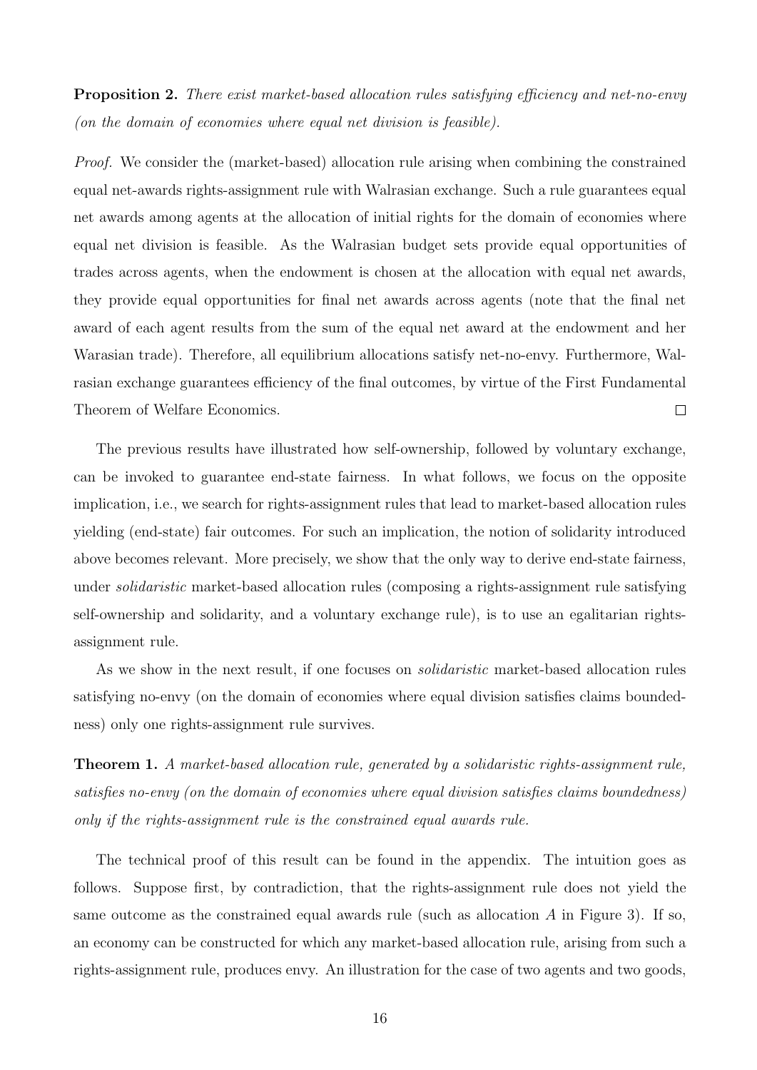**Proposition 2.** *There exist market-based allocation rules satisfying efficiency and net-no-envy (on the domain of economies where equal net division is feasible).*

*Proof.* We consider the (market-based) allocation rule arising when combining the constrained equal net-awards rights-assignment rule with Walrasian exchange. Such a rule guarantees equal net awards among agents at the allocation of initial rights for the domain of economies where equal net division is feasible. As the Walrasian budget sets provide equal opportunities of trades across agents, when the endowment is chosen at the allocation with equal net awards, they provide equal opportunities for final net awards across agents (note that the final net award of each agent results from the sum of the equal net award at the endowment and her Warasian trade). Therefore, all equilibrium allocations satisfy net-no-envy. Furthermore, Walrasian exchange guarantees efficiency of the final outcomes, by virtue of the First Fundamental Theorem of Welfare Economics. □

The previous results have illustrated how self-ownership, followed by voluntary exchange, can be invoked to guarantee end-state fairness. In what follows, we focus on the opposite implication, i.e., we search for rights-assignment rules that lead to market-based allocation rules yielding (end-state) fair outcomes. For such an implication, the notion of solidarity introduced above becomes relevant. More precisely, we show that the only way to derive end-state fairness, under *solidaristic* market-based allocation rules (composing a rights-assignment rule satisfying self-ownership and solidarity, and a voluntary exchange rule), is to use an egalitarian rights-assignment rule.

As we show in the next result, if one focuses on *solidaristic* market-based allocation rules satisfying no-envy (on the domain of economies where equal division satisfies claims boundedness) only one rights-assignment rule survives.

**Theorem 1.** *A market-based allocation rule, generated by a solidaristic rights-assignment rule, satisfies no-envy (on the domain of economies where equal division satisfies claims boundedness) only if the rights-assignment rule is the constrained equal awards rule.*

The technical proof of this result can be found in the appendix. The intuition goes as follows. Suppose first, by contradiction, that the rights-assignment rule does not yield the same outcome as the constrained equal awards rule (such as allocation $A$ in Figure 3). If so, an economy can be constructed for which any market-based allocation rule, arising from such a rights-assignment rule, produces envy. An illustration for the case of two agents and two goods,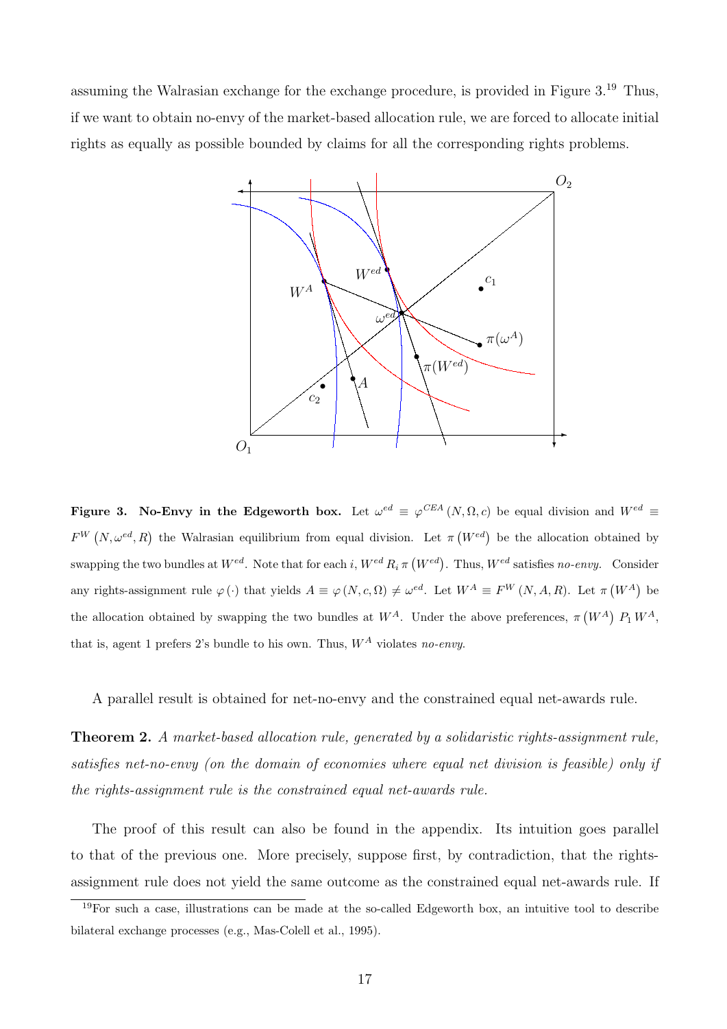assuming the Walrasian exchange for the exchange procedure, is provided in Figure 3.[19] Thus, if we want to obtain no-envy of the market-based allocation rule, we are forced to allocate initial rights as equally as possible bounded by claims for all the corresponding rights problems.

**Figure 3. No-Envy in the Edgeworth box.** Let $\omega^{ed} \equiv \varphi^{CEA}(N, \Omega, c)$ be equal division and $W^{ed} \equiv F^{W}(N, \omega^{ed}, R)$ the Walrasian equilibrium from equal division. Let $\pi(W^{ed})$ be the allocation obtained by swapping the two bundles at $W^{ed}$. Note that for each $i$, $W^{ed} \, R_i \, \pi(W^{ed})$. Thus, $W^{ed}$ satisfies *no-envy*. Consider any rights-assignment rule $\varphi(\cdot)$ that yields $A \equiv \varphi(N, c, \Omega) \neq \omega^{ed}$. Let $W^{A} \equiv F^{W}(N, A, R)$. Let $\pi(W^{A})$ be the allocation obtained by swapping the two bundles at $W^{A}$. Under the above preferences, $\pi(W^{A}) \, P_1 \, W^{A}$, that is, agent 1 prefers 2's bundle to his own. Thus, $W^{A}$ violates *no-envy*.

A parallel result is obtained for net-no-envy and the constrained equal net-awards rule.

**Theorem 2.** *A market-based allocation rule, generated by a solidaristic rights-assignment rule, satisfies net-no-envy (on the domain of economies where equal net division is feasible) only if the rights-assignment rule is the constrained equal net-awards rule.*

The proof of this result can also be found in the appendix. Its intuition goes parallel to that of the previous one. More precisely, suppose first, by contradiction, that the rights-assignment rule does not yield the same outcome as the constrained equal net-awards rule. If

[19] For such a case, illustrations can be made at the so-called Edgeworth box, an intuitive tool to describe bilateral exchange processes (e.g., Mas-Colell et al., 1995).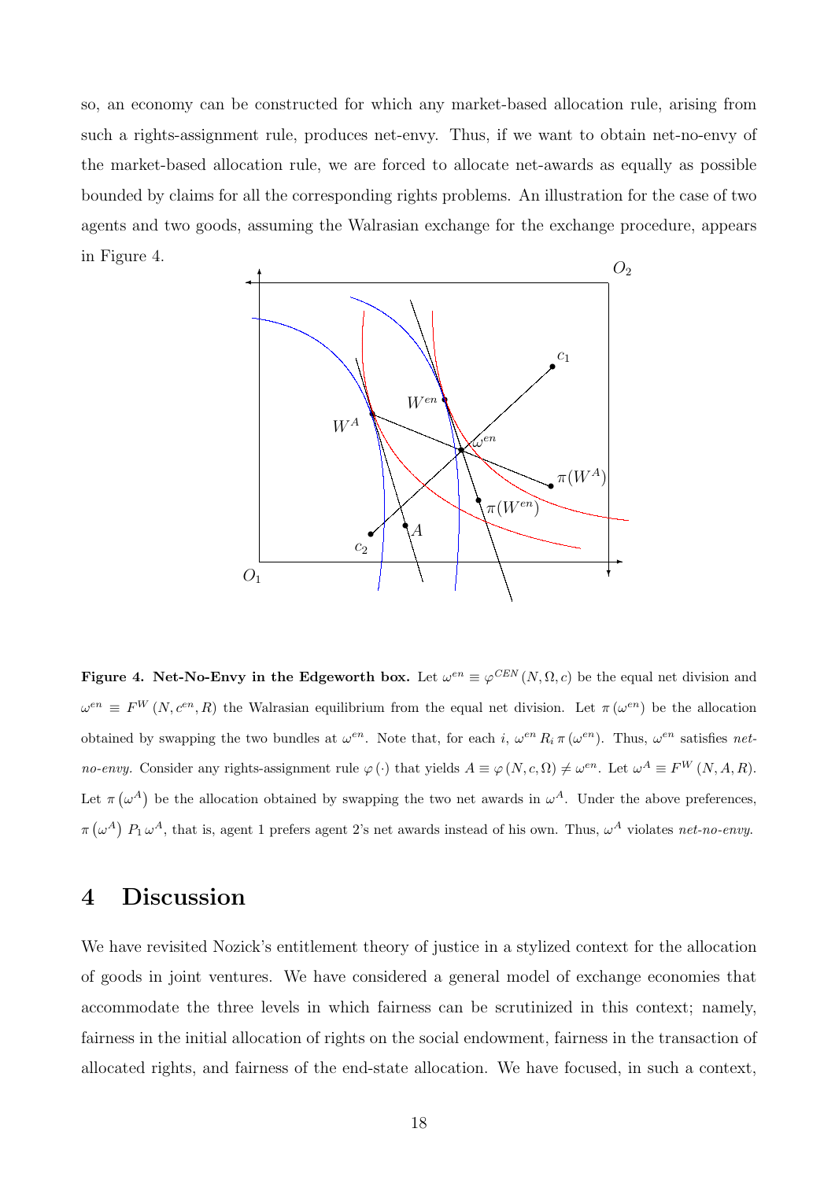so, an economy can be constructed for which any market-based allocation rule, arising from such a rights-assignment rule, produces net-envy. Thus, if we want to obtain net-no-envy of the market-based allocation rule, we are forced to allocate net-awards as equally as possible bounded by claims for all the corresponding rights problems. An illustration for the case of two agents and two goods, assuming the Walrasian exchange for the exchange procedure, appears in Figure 4.

**Figure 4. Net-No-Envy in the Edgeworth box.** Let $\omega^{en} \equiv \varphi^{CEN}(N, \Omega, c)$ be the equal net division and $\omega^{en} \equiv F^{W}(N, c^{en}, R)$ the Walrasian equilibrium from the equal net division. Let $\pi(\omega^{en})$ be the allocation obtained by swapping the two bundles at $\omega^{en}$. Note that, for each $i$, $\omega^{en} \, R_i \, \pi(\omega^{en})$. Thus, $\omega^{en}$ satisfies *net-no-envy*. Consider any rights-assignment rule $\varphi(\cdot)$ that yields $A \equiv \varphi(N, c, \Omega) \neq \omega^{en}$. Let $\omega^{A} \equiv F^{W}(N, A, R)$. Let $\pi(\omega^{A})$ be the allocation obtained by swapping the two net awards in $\omega^{A}$. Under the above preferences, $\pi(\omega^{A}) \, P_1 \, \omega^{A}$, that is, agent 1 prefers agent 2's net awards instead of his own. Thus, $\omega^{A}$ violates *net-no-envy*.

# 4 Discussion

We have revisited Nozick's entitlement theory of justice in a stylized context for the allocation of goods in joint ventures. We have considered a general model of exchange economies that accommodate the three levels in which fairness can be scrutinized in this context; namely, fairness in the initial allocation of rights on the social endowment, fairness in the transaction of allocated rights, and fairness of the end-state allocation. We have focused, in such a context,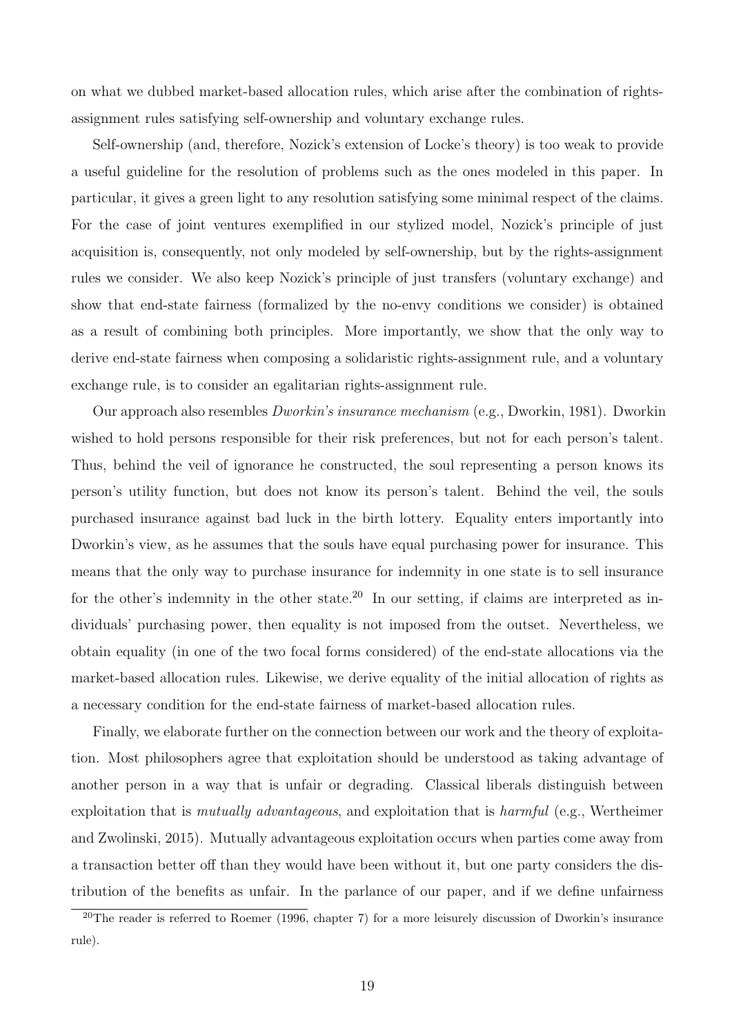on what we dubbed market-based allocation rules, which arise after the combination of rights-assignment rules satisfying self-ownership and voluntary exchange rules.

Self-ownership (and, therefore, Nozick's extension of Locke's theory) is too weak to provide a useful guideline for the resolution of problems such as the ones modeled in this paper. In particular, it gives a green light to any resolution satisfying some minimal respect of the claims. For the case of joint ventures exemplified in our stylized model, Nozick's principle of just acquisition is, consequently, not only modeled by self-ownership, but by the rights-assignment rules we consider. We also keep Nozick's principle of just transfers (voluntary exchange) and show that end-state fairness (formalized by the no-envy conditions we consider) is obtained as a result of combining both principles. More importantly, we show that the only way to derive end-state fairness when composing a solidaristic rights-assignment rule, and a voluntary exchange rule, is to consider an egalitarian rights-assignment rule.

Our approach also resembles *Dworkin's insurance mechanism* (e.g., Dworkin, 1981). Dworkin wished to hold persons responsible for their risk preferences, but not for each person's talent. Thus, behind the veil of ignorance he constructed, the soul representing a person knows its person's utility function, but does not know its person's talent. Behind the veil, the souls purchased insurance against bad luck in the birth lottery. Equality enters importantly into Dworkin's view, as he assumes that the souls have equal purchasing power for insurance. This means that the only way to purchase insurance for indemnity in one state is to sell insurance for the other's indemnity in the other state.[20] In our setting, if claims are interpreted as individuals' purchasing power, then equality is not imposed from the outset. Nevertheless, we obtain equality (in one of the two focal forms considered) of the end-state allocations via the market-based allocation rules. Likewise, we derive equality of the initial allocation of rights as a necessary condition for the end-state fairness of market-based allocation rules.

Finally, we elaborate further on the connection between our work and the theory of exploitation. Most philosophers agree that exploitation should be understood as taking advantage of another person in a way that is unfair or degrading. Classical liberals distinguish between exploitation that is *mutually advantageous*, and exploitation that is *harmful* (e.g., Wertheimer and Zwolinski, 2015). Mutually advantageous exploitation occurs when parties come away from a transaction better off than they would have been without it, but one party considers the distribution of the benefits as unfair. In the parlance of our paper, and if we define unfairness

[20] The reader is referred to Roemer (1996, chapter 7) for a more leisurely discussion of Dworkin's insurance rule).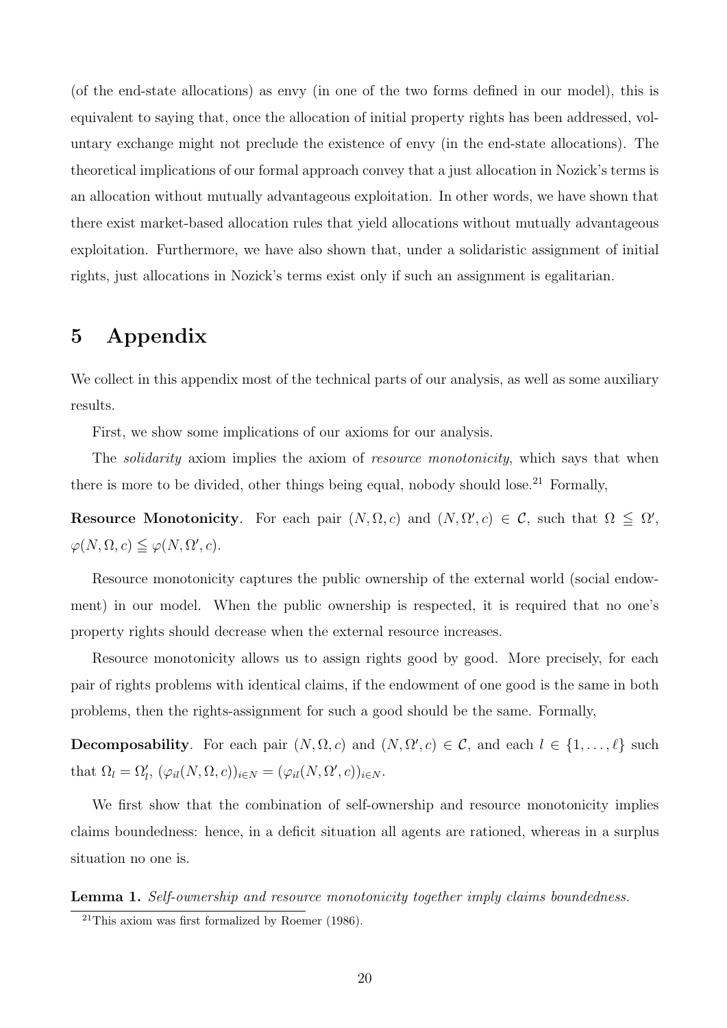(of the end-state allocations) as envy (in one of the two forms defined in our model), this is equivalent to saying that, once the allocation of initial property rights has been addressed, voluntary exchange might not preclude the existence of envy (in the end-state allocations). The theoretical implications of our formal approach convey that a just allocation in Nozick's terms is an allocation without mutually advantageous exploitation. In other words, we have shown that there exist market-based allocation rules that yield allocations without mutually advantageous exploitation. Furthermore, we have also shown that, under a solidaristic assignment of initial rights, just allocations in Nozick's terms exist only if such an assignment is egalitarian.

# 5 Appendix

We collect in this appendix most of the technical parts of our analysis, as well as some auxiliary results.

First, we show some implications of our axioms for our analysis.

The *solidarity* axiom implies the axiom of *resource monotonicity*, which says that when there is more to be divided, other things being equal, nobody should lose.[21] Formally,

**Resource Monotonicity**. For each pair $(N, \Omega, c)$ and $(N, \Omega', c) \in \mathcal{C}$, such that $\Omega \leqq \Omega'$, $\varphi(N, \Omega, c) \leqq \varphi(N, \Omega', c)$.

Resource monotonicity captures the public ownership of the external world (social endowment) in our model. When the public ownership is respected, it is required that no one's property rights should decrease when the external resource increases.

Resource monotonicity allows us to assign rights good by good. More precisely, for each pair of rights problems with identical claims, if the endowment of one good is the same in both problems, then the rights-assignment for such a good should be the same. Formally,

**Decomposability**. For each pair $(N, \Omega, c)$ and $(N, \Omega', c) \in \mathcal{C}$, and each $l \in \{1, \dots, \ell\}$ such that $\Omega_l = \Omega'_l$, $(\varphi_{il}(N, \Omega, c))_{i \in N} = (\varphi_{il}(N, \Omega', c))_{i \in N}$.

We first show that the combination of self-ownership and resource monotonicity implies claims boundedness: hence, in a deficit situation all agents are rationed, whereas in a surplus situation no one is.

**Lemma 1.** *Self-ownership and resource monotonicity together imply claims boundedness.*

[21] This axiom was first formalized by Roemer (1986).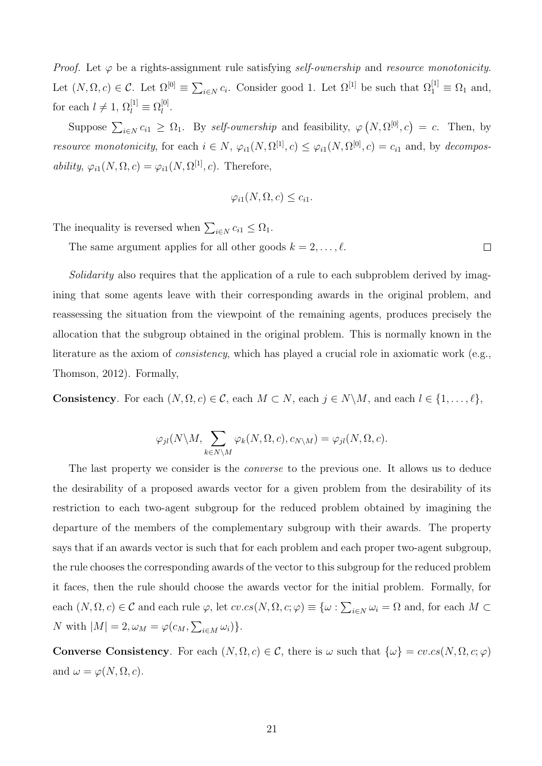*Proof.* Let $\varphi$ be a rights-assignment rule satisfying *self-ownership* and *resource monotonicity*. Let $(N, \Omega, c) \in \mathcal{C}$. Let $\Omega^{[0]} \equiv \sum_{i \in N} c_i$. Consider good 1. Let $\Omega^{[1]}$ be such that $\Omega^{[1]}_1 \equiv \Omega_1$ and, for each $l \neq 1$, $\Omega^{[1]}_l \equiv \Omega^{[0]}_l$.

Suppose $\sum_{i \in N} c_{i1} \geq \Omega_1$. By *self-ownership* and feasibility, $\varphi\left(N, \Omega^{[0]}, c\right) = c$. Then, by *resource monotonicity*, for each $i \in N$, $\varphi_{i1}(N, \Omega^{[1]}, c) \leq \varphi_{i1}(N, \Omega^{[0]}, c) = c_{i1}$ and, by *decomposability*, $\varphi_{i1}(N, \Omega, c) = \varphi_{i1}(N, \Omega^{[1]}, c)$. Therefore,

$$\varphi_{i1}(N, \Omega, c) \leq c_{i1}.$$

The inequality is reversed when $\sum_{i \in N} c_{i1} \leq \Omega_1$.

The same argument applies for all other goods $k = 2, \ldots, \ell$. $\square$

*Solidarity* also requires that the application of a rule to each subproblem derived by imagining that some agents leave with their corresponding awards in the original problem, and reassessing the situation from the viewpoint of the remaining agents, produces precisely the allocation that the subgroup obtained in the original problem. This is normally known in the literature as the axiom of *consistency*, which has played a crucial role in axiomatic work (e.g., Thomson, 2012). Formally,

**Consistency**. For each $(N, \Omega, c) \in \mathcal{C}$, each $M \subset N$, each $j \in N \backslash M$, and each $l \in \{1, \ldots, \ell\}$,

$$\varphi_{jl}(N \backslash M, \sum_{k \in N \backslash M} \varphi_k(N, \Omega, c), c_{N \backslash M}) = \varphi_{jl}(N, \Omega, c).$$

The last property we consider is the *converse* to the previous one. It allows us to deduce the desirability of a proposed awards vector for a given problem from the desirability of its restriction to each two-agent subgroup for the reduced problem obtained by imagining the departure of the members of the complementary subgroup with their awards. The property says that if an awards vector is such that for each problem and each proper two-agent subgroup, the rule chooses the corresponding awards of the vector to this subgroup for the reduced problem it faces, then the rule should choose the awards vector for the initial problem. Formally, for each $(N, \Omega, c) \in \mathcal{C}$ and each rule $\varphi$, let $cv.cs(N, \Omega, c; \varphi) \equiv \{\omega : \sum_{i \in N} \omega_i = \Omega$ and, for each $M \subset N$ with $|M| = 2, \omega_M = \varphi(c_M, \sum_{i \in M} \omega_i)\}$.

**Converse Consistency**. For each $(N, \Omega, c) \in \mathcal{C}$, there is $\omega$ such that $\{\omega\} = cv.cs(N, \Omega, c; \varphi)$ and $\omega = \varphi(N, \Omega, c)$.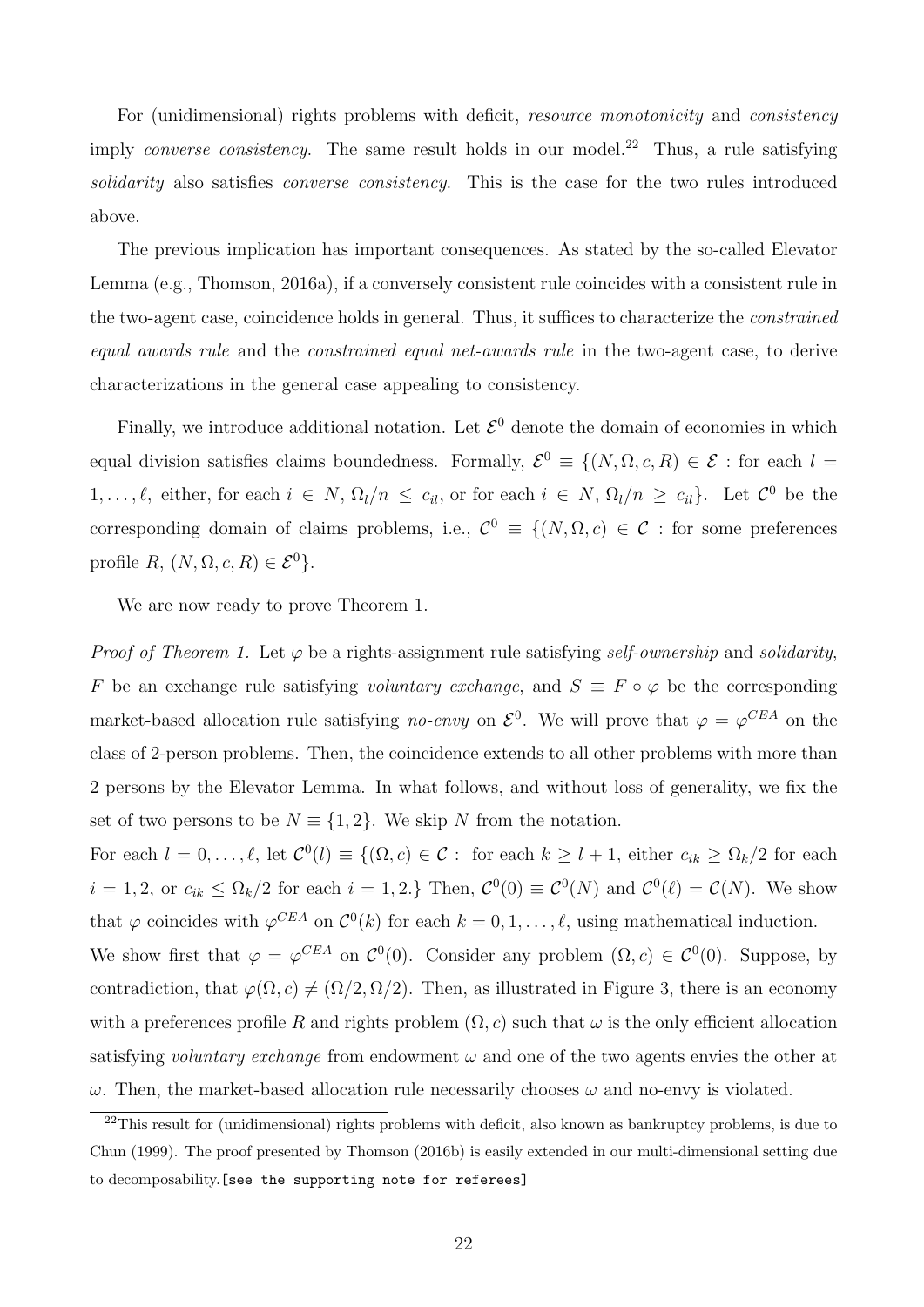For (unidimensional) rights problems with deficit, *resource monotonicity* and *consistency* imply *converse consistency*. The same result holds in our model.[22] Thus, a rule satisfying *solidarity* also satisfies *converse consistency*. This is the case for the two rules introduced above.

The previous implication has important consequences. As stated by the so-called Elevator Lemma (e.g., Thomson, 2016a), if a conversely consistent rule coincides with a consistent rule in the two-agent case, coincidence holds in general. Thus, it suffices to characterize the *constrained equal awards rule* and the *constrained equal net-awards rule* in the two-agent case, to derive characterizations in the general case appealing to consistency.

Finally, we introduce additional notation. Let $\mathcal{E}^0$ denote the domain of economies in which equal division satisfies claims boundedness. Formally, $\mathcal{E}^0 \equiv \{(N, \Omega, c, R) \in \mathcal{E}$ : for each $l = 1, \ldots, \ell$, either, for each $i \in N$, $\Omega_l/n \leq c_{il}$, or for each $i \in N$, $\Omega_l/n \geq c_{il}\}$. Let $\mathcal{C}^0$ be the corresponding domain of claims problems, i.e., $\mathcal{C}^0 \equiv \{(N, \Omega, c) \in \mathcal{C}$ : for some preferences profile $R$, $(N, \Omega, c, R) \in \mathcal{E}^0\}$.

We are now ready to prove Theorem 1.

*Proof of Theorem 1.* Let $\varphi$ be a rights-assignment rule satisfying *self-ownership* and *solidarity*, $F$ be an exchange rule satisfying *voluntary exchange*, and $S \equiv F \circ \varphi$ be the corresponding market-based allocation rule satisfying *no-envy* on $\mathcal{E}^0$. We will prove that $\varphi = \varphi^{CEA}$ on the class of 2-person problems. Then, the coincidence extends to all other problems with more than 2 persons by the Elevator Lemma. In what follows, and without loss of generality, we fix the set of two persons to be $N \equiv \{1, 2\}$. We skip $N$ from the notation.

For each $l = 0, \ldots, \ell$, let $\mathcal{C}^0(l) \equiv \{(\Omega, c) \in \mathcal{C}:$ for each $k \geq l + 1$, either $c_{ik} \geq \Omega_k/2$ for each $i = 1, 2$, or $c_{ik} \leq \Omega_k/2$ for each $i = 1, 2.\}$ Then, $\mathcal{C}^0(0) \equiv \mathcal{C}^0(N)$ and $\mathcal{C}^0(\ell) = \mathcal{C}(N)$. We show that $\varphi$ coincides with $\varphi^{CEA}$ on $\mathcal{C}^0(k)$ for each $k = 0, 1, \ldots, \ell$, using mathematical induction.

We show first that $\varphi = \varphi^{CEA}$ on $\mathcal{C}^0(0)$. Consider any problem $(\Omega, c) \in \mathcal{C}^0(0)$. Suppose, by contradiction, that $\varphi(\Omega, c) \neq (\Omega/2, \Omega/2)$. Then, as illustrated in Figure 3, there is an economy with a preferences profile $R$ and rights problem $(\Omega, c)$ such that $\omega$ is the only efficient allocation satisfying *voluntary exchange* from endowment $\omega$ and one of the two agents envies the other at $\omega$. Then, the market-based allocation rule necessarily chooses $\omega$ and no-envy is violated.

[22] This result for (unidimensional) rights problems with deficit, also known as bankruptcy problems, is due to Chun (1999). The proof presented by Thomson (2016b) is easily extended in our multi-dimensional setting due to decomposability.[see the supporting note for referees]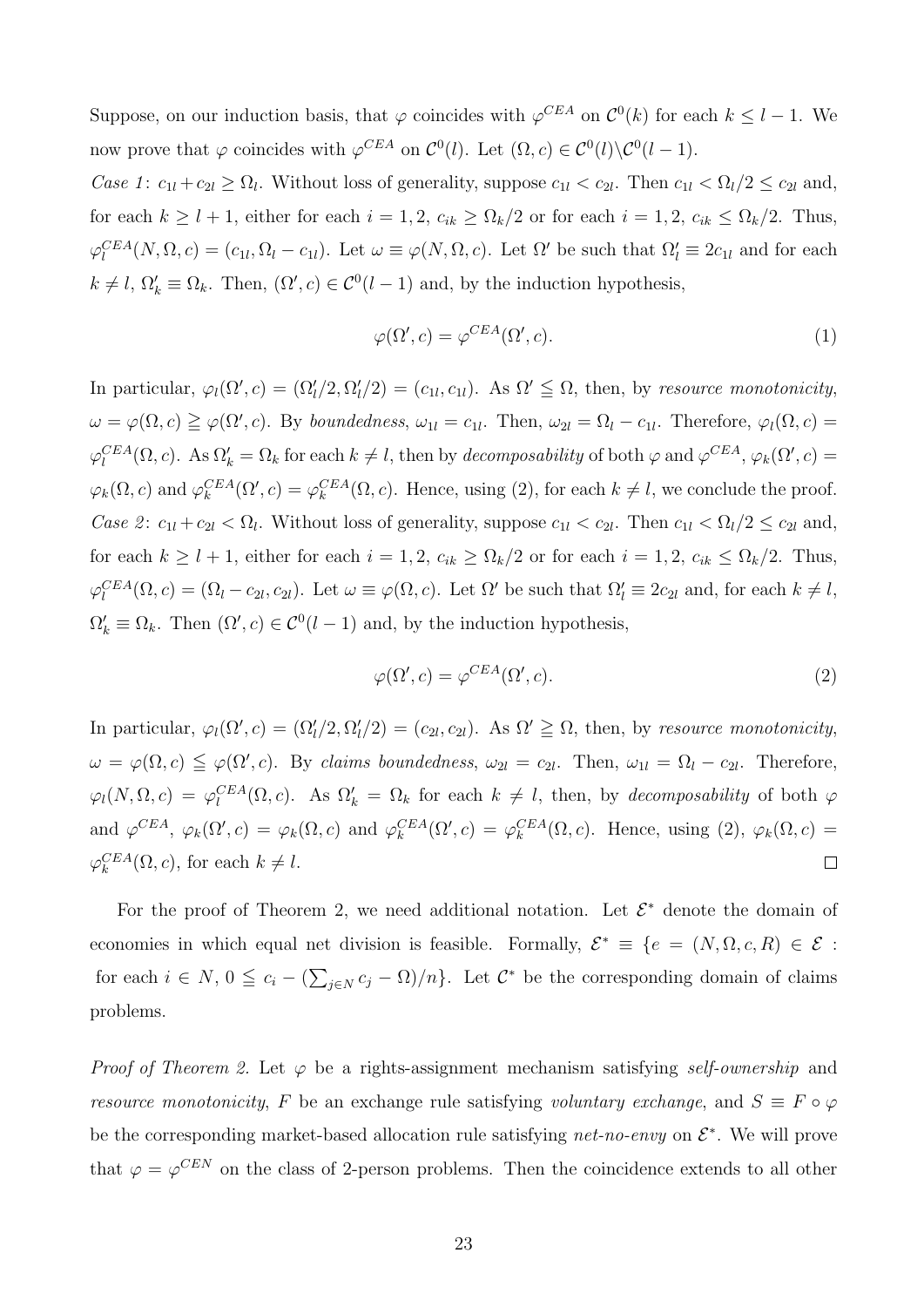Suppose, on our induction basis, that $\varphi$ coincides with $\varphi^{CEA}$ on $\mathcal{C}^0(k)$ for each $k \leq l-1$. We now prove that $\varphi$ coincides with $\varphi^{CEA}$ on $\mathcal{C}^0(l)$. Let $(\Omega, c) \in \mathcal{C}^0(l)\backslash\mathcal{C}^0(l-1)$.

*Case 1*: $c_{1l} + c_{2l} \geq \Omega_l$. Without loss of generality, suppose $c_{1l} < c_{2l}$. Then $c_{1l} < \Omega_l/2 \leq c_{2l}$ and, for each $k \geq l+1$, either for each $i = 1, 2$, $c_{ik} \geq \Omega_k/2$ or for each $i = 1, 2$, $c_{ik} \leq \Omega_k/2$. Thus, $\varphi_l^{CEA}(N, \Omega, c) = (c_{1l}, \Omega_l - c_{1l})$. Let $\omega \equiv \varphi(N, \Omega, c)$. Let $\Omega'$ be such that $\Omega'_l \equiv 2c_{1l}$ and for each $k \neq l$, $\Omega'_k \equiv \Omega_k$. Then, $(\Omega', c) \in \mathcal{C}^0(l-1)$ and, by the induction hypothesis,

$$\varphi(\Omega', c) = \varphi^{CEA}(\Omega', c). \tag{1}$$

In particular, $\varphi_l(\Omega', c) = (\Omega'_l/2, \Omega'_l/2) = (c_{1l}, c_{1l})$. As $\Omega' \leqq \Omega$, then, by *resource monotonicity*, $\omega = \varphi(\Omega, c) \geqq \varphi(\Omega', c)$. By *boundedness*, $\omega_{1l} = c_{1l}$. Then, $\omega_{2l} = \Omega_l - c_{1l}$. Therefore, $\varphi_l(\Omega, c) = \varphi_l^{CEA}(\Omega, c)$. As $\Omega'_k = \Omega_k$ for each $k \neq l$, then by *decomposability* of both $\varphi$ and $\varphi^{CEA}$, $\varphi_k(\Omega', c) = \varphi_k(\Omega, c)$ and $\varphi_k^{CEA}(\Omega', c) = \varphi_k^{CEA}(\Omega, c)$. Hence, using (2), for each $k \neq l$, we conclude the proof.

*Case 2*: $c_{1l} + c_{2l} < \Omega_l$. Without loss of generality, suppose $c_{1l} < c_{2l}$. Then $c_{1l} < \Omega_l/2 \leq c_{2l}$ and, for each $k \geq l+1$, either for each $i = 1, 2$, $c_{ik} \geq \Omega_k/2$ or for each $i = 1, 2$, $c_{ik} \leq \Omega_k/2$. Thus, $\varphi_l^{CEA}(\Omega, c) = (\Omega_l - c_{2l}, c_{2l})$. Let $\omega \equiv \varphi(\Omega, c)$. Let $\Omega'$ be such that $\Omega'_l \equiv 2c_{2l}$ and, for each $k \neq l$, $\Omega'_k \equiv \Omega_k$. Then $(\Omega', c) \in \mathcal{C}^0(l-1)$ and, by the induction hypothesis,

$$\varphi(\Omega', c) = \varphi^{CEA}(\Omega', c). \tag{2}$$

In particular, $\varphi_l(\Omega', c) = (\Omega'_l/2, \Omega'_l/2) = (c_{2l}, c_{2l})$. As $\Omega' \geqq \Omega$, then, by *resource monotonicity*, $\omega = \varphi(\Omega, c) \leqq \varphi(\Omega', c)$. By *claims boundedness*, $\omega_{2l} = c_{2l}$. Then, $\omega_{1l} = \Omega_l - c_{2l}$. Therefore, $\varphi_l(N, \Omega, c) = \varphi_l^{CEA}(\Omega, c)$. As $\Omega'_k = \Omega_k$ for each $k \neq l$, then, by *decomposability* of both $\varphi$ and $\varphi^{CEA}$, $\varphi_k(\Omega', c) = \varphi_k(\Omega, c)$ and $\varphi_k^{CEA}(\Omega', c) = \varphi_k^{CEA}(\Omega, c)$. Hence, using (2), $\varphi_k(\Omega, c) = \varphi_k^{CEA}(\Omega, c)$, for each $k \neq l$. $\square$

For the proof of Theorem 2, we need additional notation. Let $\mathcal{E}^*$ denote the domain of economies in which equal net division is feasible. Formally, $\mathcal{E}^* \equiv \{e = (N, \Omega, c, R) \in \mathcal{E} :$ for each $i \in N$, $0 \leqq c_i - (\sum_{j \in N} c_j - \Omega)/n\}$. Let $\mathcal{C}^*$ be the corresponding domain of claims problems.

*Proof of Theorem 2.* Let $\varphi$ be a rights-assignment mechanism satisfying *self-ownership* and *resource monotonicity*, $F$ be an exchange rule satisfying *voluntary exchange*, and $S \equiv F \circ \varphi$ be the corresponding market-based allocation rule satisfying *net-no-envy* on $\mathcal{E}^*$. We will prove that $\varphi = \varphi^{CEN}$ on the class of 2-person problems. Then the coincidence extends to all other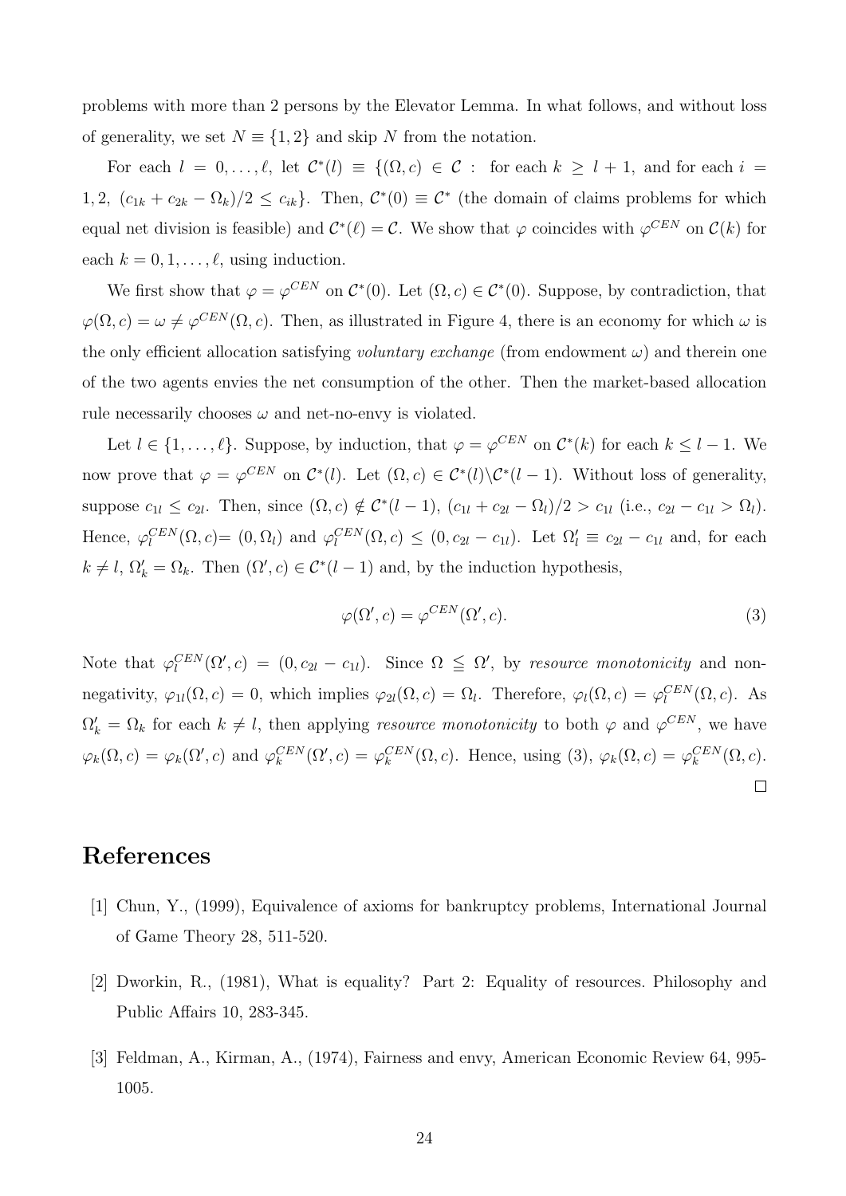problems with more than 2 persons by the Elevator Lemma. In what follows, and without loss of generality, we set $N \equiv \{1, 2\}$ and skip $N$ from the notation.

For each $l = 0, \ldots, \ell$, let $\mathcal{C}^*(l) \equiv \{(\Omega, c) \in \mathcal{C} :$ for each $k \geq l+1$, and for each $i = 1, 2$, $(c_{1k} + c_{2k} - \Omega_k)/2 \leq c_{ik}\}$. Then, $\mathcal{C}^*(0) \equiv \mathcal{C}^*$ (the domain of claims problems for which equal net division is feasible) and $\mathcal{C}^*(\ell) = \mathcal{C}$. We show that $\varphi$ coincides with $\varphi^{CEN}$ on $\mathcal{C}(k)$ for each $k = 0, 1, \ldots, \ell$, using induction.

We first show that $\varphi = \varphi^{CEN}$ on $\mathcal{C}^*(0)$. Let $(\Omega, c) \in \mathcal{C}^*(0)$. Suppose, by contradiction, that $\varphi(\Omega, c) = \omega \neq \varphi^{CEN}(\Omega, c)$. Then, as illustrated in Figure 4, there is an economy for which $\omega$ is the only efficient allocation satisfying *voluntary exchange* (from endowment $\omega$) and therein one of the two agents envies the net consumption of the other. Then the market-based allocation rule necessarily chooses $\omega$ and net-no-envy is violated.

Let $l \in \{1, \ldots, \ell\}$. Suppose, by induction, that $\varphi = \varphi^{CEN}$ on $\mathcal{C}^*(k)$ for each $k \leq l-1$. We now prove that $\varphi = \varphi^{CEN}$ on $\mathcal{C}^*(l)$. Let $(\Omega, c) \in \mathcal{C}^*(l) \backslash \mathcal{C}^*(l-1)$. Without loss of generality, suppose $c_{1l} \leq c_{2l}$. Then, since $(\Omega, c) \notin \mathcal{C}^*(l-1)$, $(c_{1l} + c_{2l} - \Omega_l)/2 > c_{1l}$ (i.e., $c_{2l} - c_{1l} > \Omega_l$). Hence, $\varphi_l^{CEN}(\Omega, c) = (0, \Omega_l)$ and $\varphi_l^{CEN}(\Omega, c) \leq (0, c_{2l} - c_{1l})$. Let $\Omega'_l \equiv c_{2l} - c_{1l}$ and, for each $k \neq l$, $\Omega'_k = \Omega_k$. Then $(\Omega', c) \in \mathcal{C}^*(l-1)$ and, by the induction hypothesis,

$$\varphi(\Omega', c) = \varphi^{CEN}(\Omega', c). \tag{3}$$

Note that $\varphi_l^{CEN}(\Omega', c) = (0, c_{2l} - c_{1l})$. Since $\Omega \leqq \Omega'$, by *resource monotonicity* and non-negativity, $\varphi_{1l}(\Omega, c) = 0$, which implies $\varphi_{2l}(\Omega, c) = \Omega_l$. Therefore, $\varphi_l(\Omega, c) = \varphi_l^{CEN}(\Omega, c)$. As $\Omega'_k = \Omega_k$ for each $k \neq l$, then applying *resource monotonicity* to both $\varphi$ and $\varphi^{CEN}$, we have $\varphi_k(\Omega, c) = \varphi_k(\Omega', c)$ and $\varphi_k^{CEN}(\Omega', c) = \varphi_k^{CEN}(\Omega, c)$. Hence, using (3), $\varphi_k(\Omega, c) = \varphi_k^{CEN}(\Omega, c)$. □

# References

[1] Chun, Y., (1999), Equivalence of axioms for bankruptcy problems, International Journal of Game Theory 28, 511-520.

[2] Dworkin, R., (1981), What is equality? Part 2: Equality of resources. Philosophy and Public Affairs 10, 283-345.

[3] Feldman, A., Kirman, A., (1974), Fairness and envy, American Economic Review 64, 995-1005.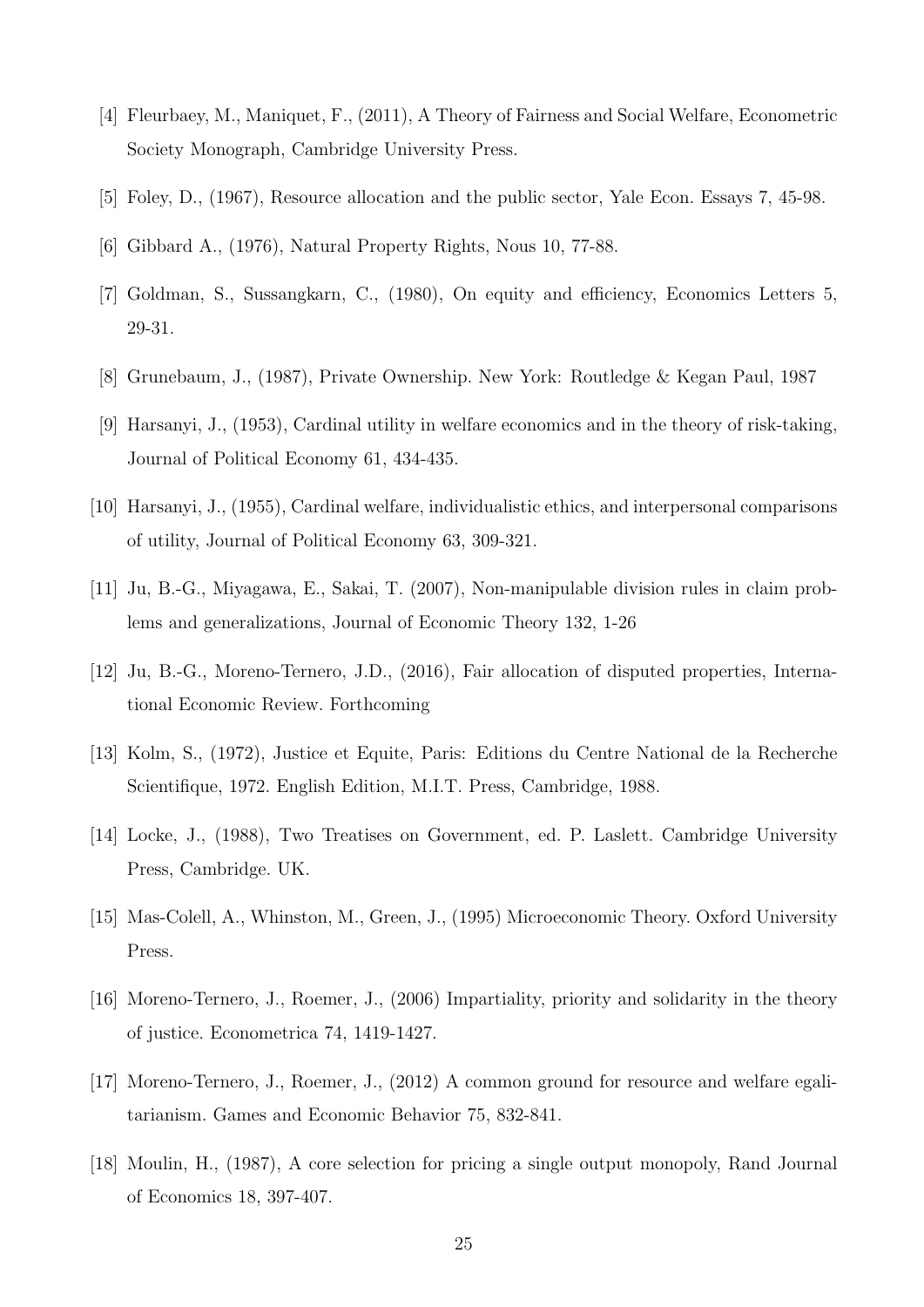[4] Fleurbaey, M., Maniquet, F., (2011), A Theory of Fairness and Social Welfare, Econometric Society Monograph, Cambridge University Press.

[5] Foley, D., (1967), Resource allocation and the public sector, Yale Econ. Essays 7, 45-98.

[6] Gibbard A., (1976), Natural Property Rights, Nous 10, 77-88.

[7] Goldman, S., Sussangkarn, C., (1980), On equity and efficiency, Economics Letters 5, 29-31.

[8] Grunebaum, J., (1987), Private Ownership. New York: Routledge & Kegan Paul, 1987

[9] Harsanyi, J., (1953), Cardinal utility in welfare economics and in the theory of risk-taking, Journal of Political Economy 61, 434-435.

[10] Harsanyi, J., (1955), Cardinal welfare, individualistic ethics, and interpersonal comparisons of utility, Journal of Political Economy 63, 309-321.

[11] Ju, B.-G., Miyagawa, E., Sakai, T. (2007), Non-manipulable division rules in claim problems and generalizations, Journal of Economic Theory 132, 1-26

[12] Ju, B.-G., Moreno-Ternero, J.D., (2016), Fair allocation of disputed properties, International Economic Review. Forthcoming

[13] Kolm, S., (1972), Justice et Equite, Paris: Editions du Centre National de la Recherche Scientifique, 1972. English Edition, M.I.T. Press, Cambridge, 1988.

[14] Locke, J., (1988), Two Treatises on Government, ed. P. Laslett. Cambridge University Press, Cambridge. UK.

[15] Mas-Colell, A., Whinston, M., Green, J., (1995) Microeconomic Theory. Oxford University Press.

[16] Moreno-Ternero, J., Roemer, J., (2006) Impartiality, priority and solidarity in the theory of justice. Econometrica 74, 1419-1427.

[17] Moreno-Ternero, J., Roemer, J., (2012) A common ground for resource and welfare egalitarianism. Games and Economic Behavior 75, 832-841.

[18] Moulin, H., (1987), A core selection for pricing a single output monopoly, Rand Journal of Economics 18, 397-407.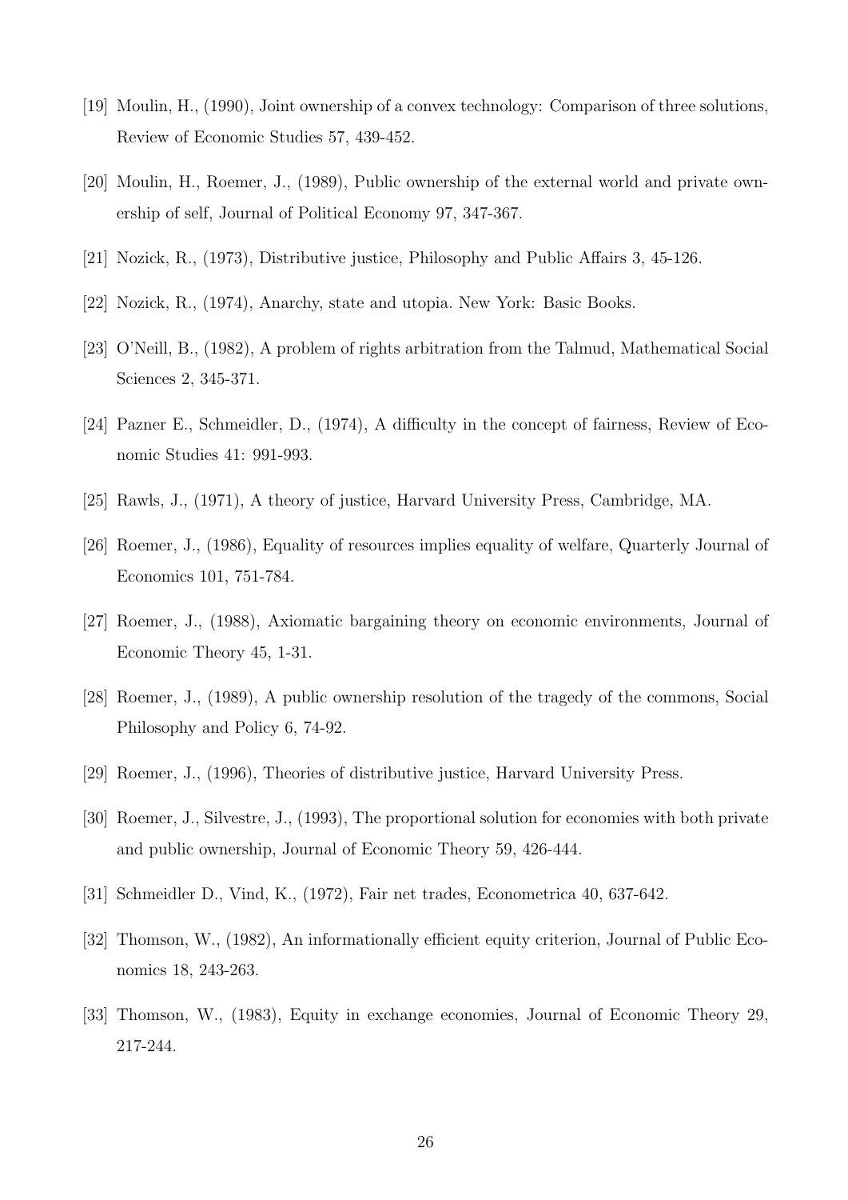[19] Moulin, H., (1990), Joint ownership of a convex technology: Comparison of three solutions, Review of Economic Studies 57, 439-452.

[20] Moulin, H., Roemer, J., (1989), Public ownership of the external world and private ownership of self, Journal of Political Economy 97, 347-367.

[21] Nozick, R., (1973), Distributive justice, Philosophy and Public Affairs 3, 45-126.

[22] Nozick, R., (1974), Anarchy, state and utopia. New York: Basic Books.

[23] O'Neill, B., (1982), A problem of rights arbitration from the Talmud, Mathematical Social Sciences 2, 345-371.

[24] Pazner E., Schmeidler, D., (1974), A difficulty in the concept of fairness, Review of Economic Studies 41: 991-993.

[25] Rawls, J., (1971), A theory of justice, Harvard University Press, Cambridge, MA.

[26] Roemer, J., (1986), Equality of resources implies equality of welfare, Quarterly Journal of Economics 101, 751-784.

[27] Roemer, J., (1988), Axiomatic bargaining theory on economic environments, Journal of Economic Theory 45, 1-31.

[28] Roemer, J., (1989), A public ownership resolution of the tragedy of the commons, Social Philosophy and Policy 6, 74-92.

[29] Roemer, J., (1996), Theories of distributive justice, Harvard University Press.

[30] Roemer, J., Silvestre, J., (1993), The proportional solution for economies with both private and public ownership, Journal of Economic Theory 59, 426-444.

[31] Schmeidler D., Vind, K., (1972), Fair net trades, Econometrica 40, 637-642.

[32] Thomson, W., (1982), An informationally efficient equity criterion, Journal of Public Economics 18, 243-263.

[33] Thomson, W., (1983), Equity in exchange economies, Journal of Economic Theory 29, 217-244.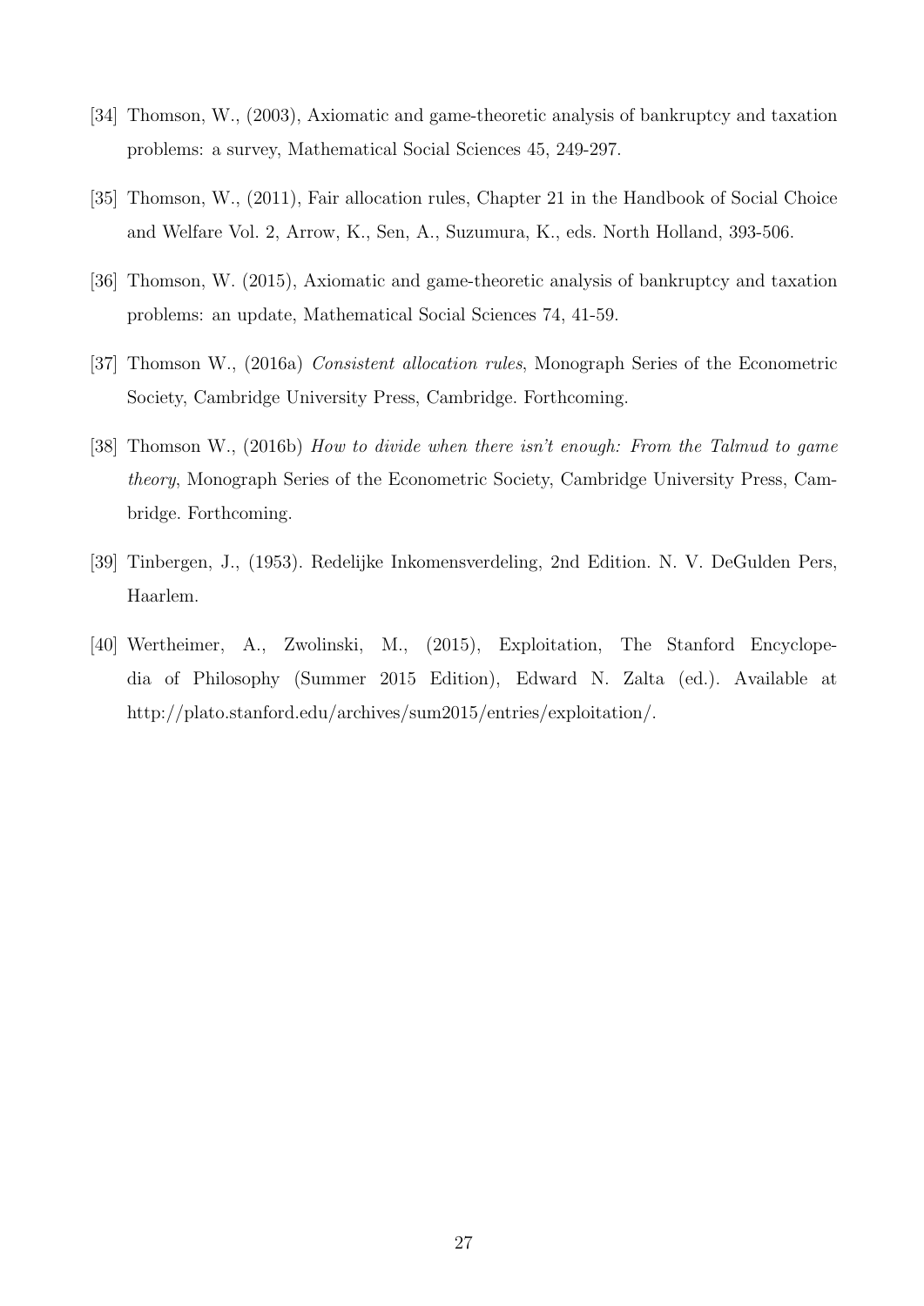[34] Thomson, W., (2003), Axiomatic and game-theoretic analysis of bankruptcy and taxation problems: a survey, Mathematical Social Sciences 45, 249-297.

[35] Thomson, W., (2011), Fair allocation rules, Chapter 21 in the Handbook of Social Choice and Welfare Vol. 2, Arrow, K., Sen, A., Suzumura, K., eds. North Holland, 393-506.

[36] Thomson, W. (2015), Axiomatic and game-theoretic analysis of bankruptcy and taxation problems: an update, Mathematical Social Sciences 74, 41-59.

[37] Thomson W., (2016a) *Consistent allocation rules*, Monograph Series of the Econometric Society, Cambridge University Press, Cambridge. Forthcoming.

[38] Thomson W., (2016b) *How to divide when there isn't enough: From the Talmud to game theory*, Monograph Series of the Econometric Society, Cambridge University Press, Cambridge. Forthcoming.

[39] Tinbergen, J., (1953). Redelijke Inkomensverdeling, 2nd Edition. N. V. DeGulden Pers, Haarlem.

[40] Wertheimer, A., Zwolinski, M., (2015), Exploitation, The Stanford Encyclopedia of Philosophy (Summer 2015 Edition), Edward N. Zalta (ed.). Available at http://plato.stanford.edu/archives/sum2015/entries/exploitation/.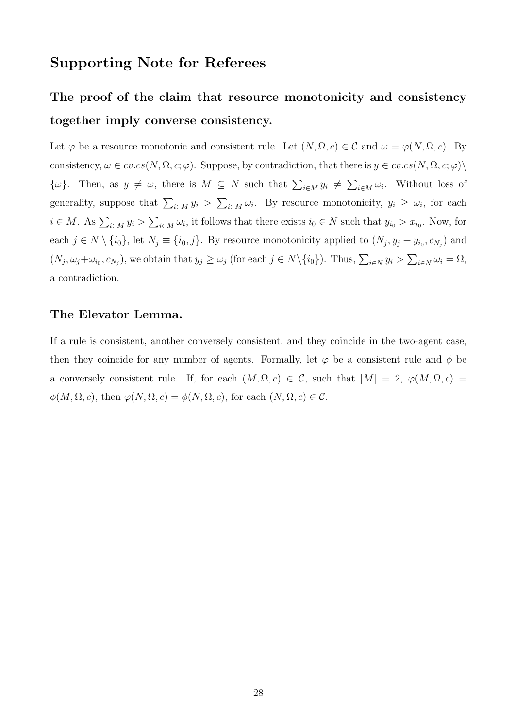## Supporting Note for Referees

### The proof of the claim that resource monotonicity and consistency together imply converse consistency.

Let $\varphi$ be a resource monotonic and consistent rule. Let $(N, \Omega, c) \in \mathcal{C}$ and $\omega = \varphi(N, \Omega, c)$. By consistency, $\omega \in cv.cs(N, \Omega, c; \varphi)$. Suppose, by contradiction, that there is $y \in cv.cs(N, \Omega, c; \varphi) \setminus \{\omega\}$. Then, as $y \neq \omega$, there is $M \subseteq N$ such that $\sum_{i \in M} y_i \neq \sum_{i \in M} \omega_i$. Without loss of generality, suppose that $\sum_{i \in M} y_i > \sum_{i \in M} \omega_i$. By resource monotonicity, $y_i \geq \omega_i$, for each $i \in M$. As $\sum_{i \in M} y_i > \sum_{i \in M} \omega_i$, it follows that there exists $i_0 \in N$ such that $y_{i_0} > x_{i_0}$. Now, for each $j \in N \setminus \{i_0\}$, let $N_j \equiv \{i_0, j\}$. By resource monotonicity applied to $(N_j, y_j + y_{i_0}, c_{N_j})$ and $(N_j, \omega_j + \omega_{i_0}, c_{N_j})$, we obtain that $y_j \geq \omega_j$ (for each $j \in N \setminus \{i_0\}$). Thus, $\sum_{i \in N} y_i > \sum_{i \in N} \omega_i = \Omega$, a contradiction.

### The Elevator Lemma.

If a rule is consistent, another conversely consistent, and they coincide in the two-agent case, then they coincide for any number of agents. Formally, let $\varphi$ be a consistent rule and $\phi$ be a conversely consistent rule. If, for each $(M, \Omega, c) \in \mathcal{C}$, such that $|M| = 2$, $\varphi(M, \Omega, c) = \phi(M, \Omega, c)$, then $\varphi(N, \Omega, c) = \phi(N, \Omega, c)$, for each $(N, \Omega, c) \in \mathcal{C}$.